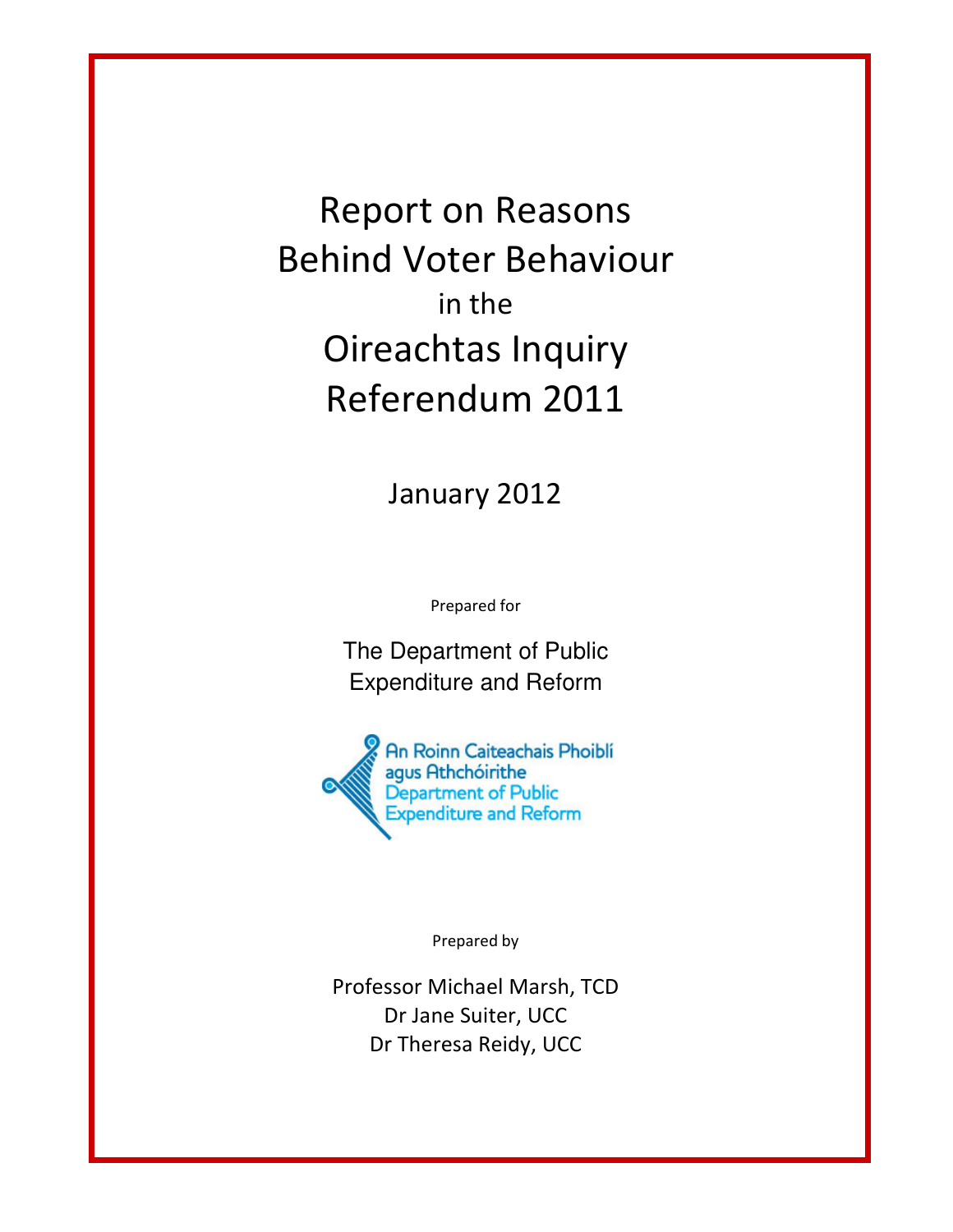# Report on Reasons Behind Voter Behaviour in the Oireachtas Inquiry Referendum 2011

January 2012

Prepared for

The Department of Public Expenditure and Reform

An Roinn Caiteachais Phoiblí agus Athchóirithe
Department of Public Expenditure and Reform

Prepared by

Professor Michael Marsh, TCD
Dr Jane Suiter, UCC
Dr Theresa Reidy, UCC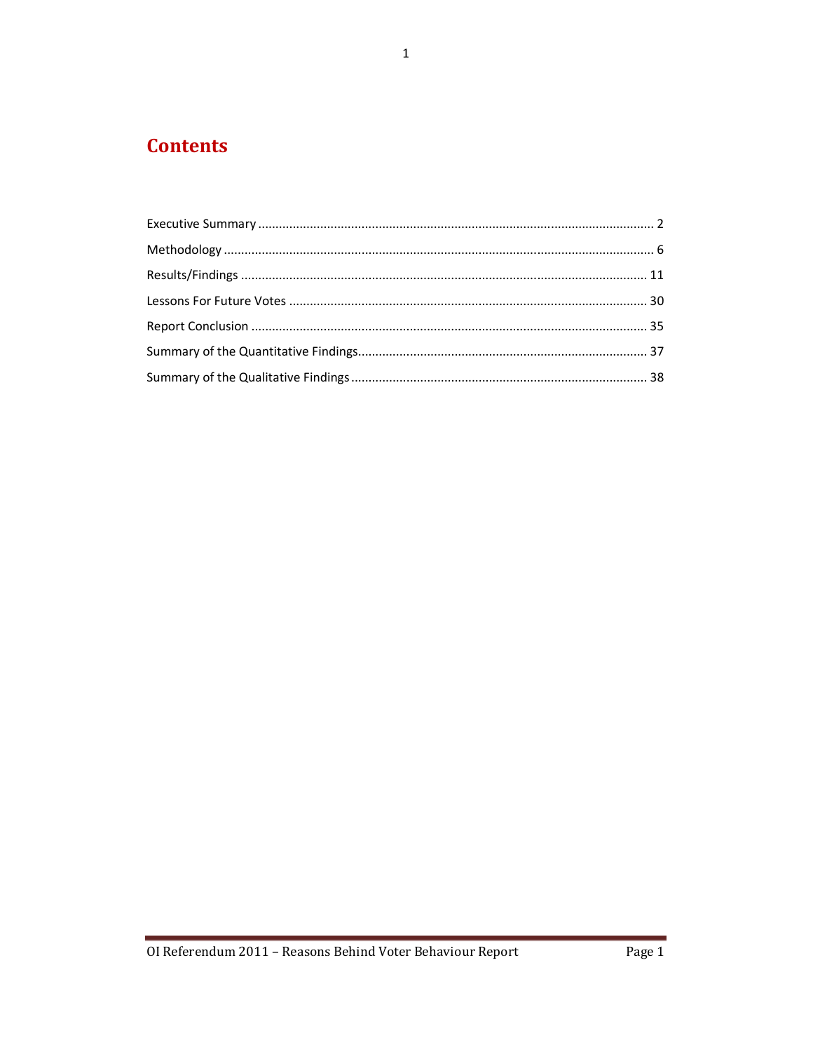# Contents

Executive Summary ........................................................................................................... 2

Methodology ..................................................................................................................... 6

Results/Findings ............................................................................................................... 11

Lessons For Future Votes ................................................................................................ 30

Report Conclusion ........................................................................................................... 35

Summary of the Quantitative Findings............................................................................. 37

Summary of the Qualitative Findings ............................................................................... 38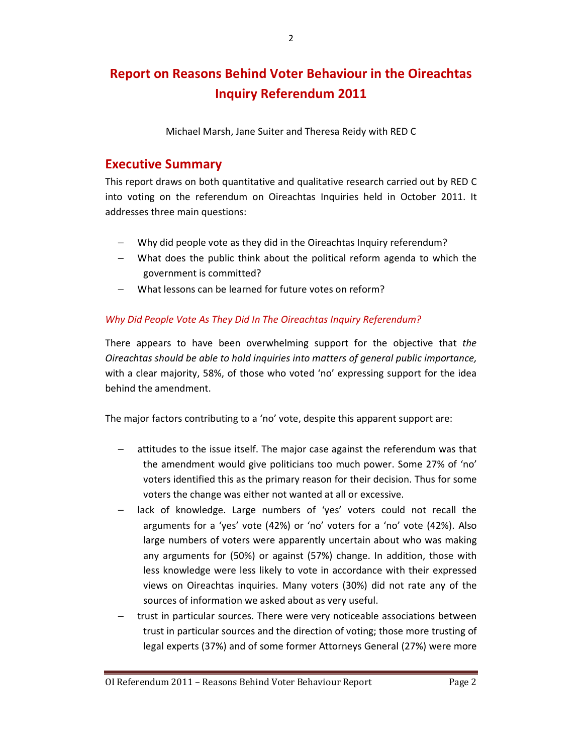# Report on Reasons Behind Voter Behaviour in the Oireachtas Inquiry Referendum 2011

Michael Marsh, Jane Suiter and Theresa Reidy with RED C

## Executive Summary

This report draws on both quantitative and qualitative research carried out by RED C into voting on the referendum on Oireachtas Inquiries held in October 2011. It addresses three main questions:

- Why did people vote as they did in the Oireachtas Inquiry referendum?
- What does the public think about the political reform agenda to which the government is committed?
- What lessons can be learned for future votes on reform?

### *Why Did People Vote As They Did In The Oireachtas Inquiry Referendum?*

There appears to have been overwhelming support for the objective that *the Oireachtas should be able to hold inquiries into matters of general public importance,* with a clear majority, 58%, of those who voted 'no' expressing support for the idea behind the amendment.

The major factors contributing to a 'no' vote, despite this apparent support are:

- attitudes to the issue itself. The major case against the referendum was that the amendment would give politicians too much power. Some 27% of 'no' voters identified this as the primary reason for their decision. Thus for some voters the change was either not wanted at all or excessive.
- lack of knowledge. Large numbers of 'yes' voters could not recall the arguments for a 'yes' vote (42%) or 'no' voters for a 'no' vote (42%). Also large numbers of voters were apparently uncertain about who was making any arguments for (50%) or against (57%) change. In addition, those with less knowledge were less likely to vote in accordance with their expressed views on Oireachtas inquiries. Many voters (30%) did not rate any of the sources of information we asked about as very useful.
- trust in particular sources. There were very noticeable associations between trust in particular sources and the direction of voting; those more trusting of legal experts (37%) and of some former Attorneys General (27%) were more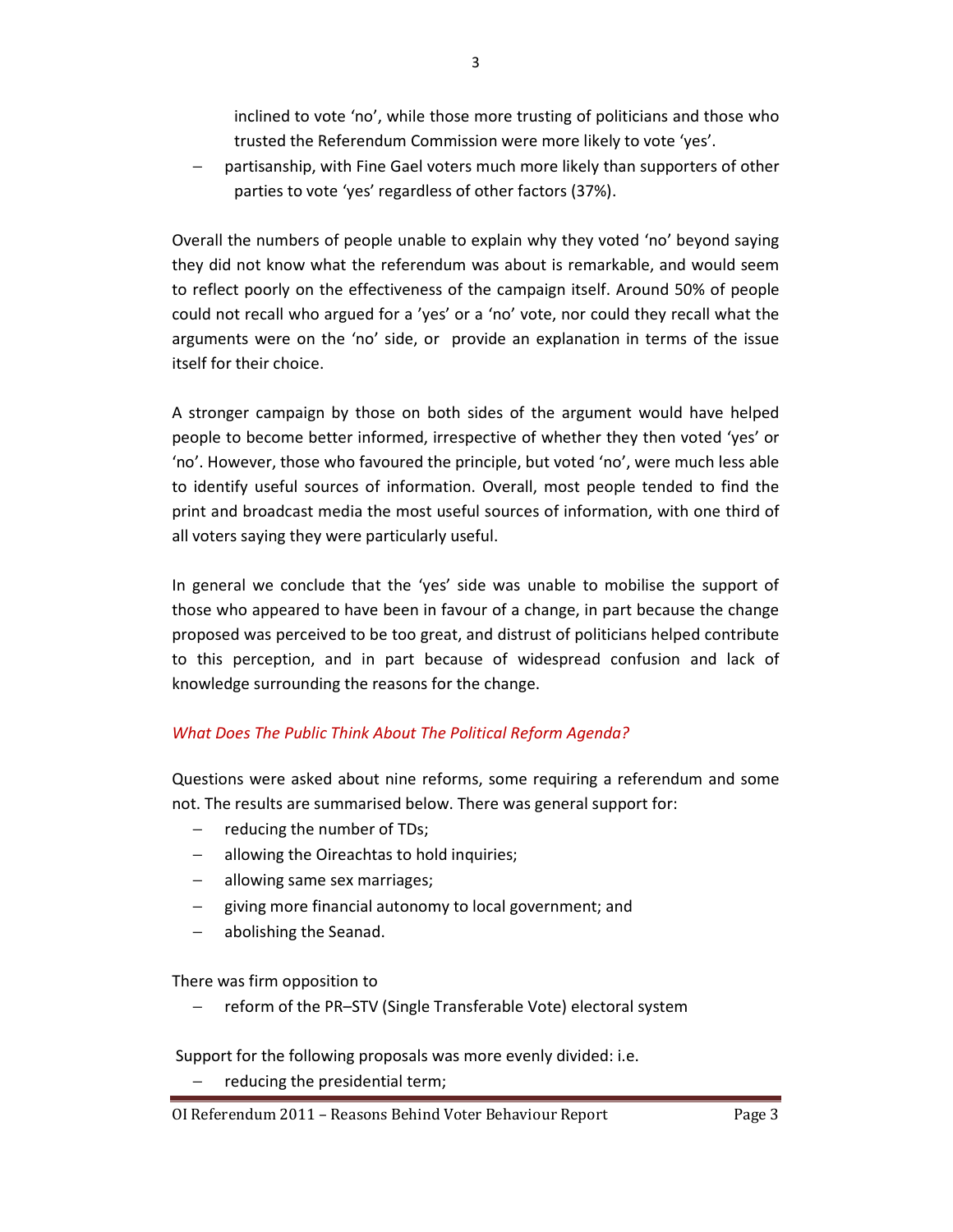inclined to vote 'no', while those more trusting of politicians and those who trusted the Referendum Commission were more likely to vote 'yes'.

- partisanship, with Fine Gael voters much more likely than supporters of other parties to vote 'yes' regardless of other factors (37%).

Overall the numbers of people unable to explain why they voted 'no' beyond saying they did not know what the referendum was about is remarkable, and would seem to reflect poorly on the effectiveness of the campaign itself. Around 50% of people could not recall who argued for a 'yes' or a 'no' vote, nor could they recall what the arguments were on the 'no' side, or provide an explanation in terms of the issue itself for their choice.

A stronger campaign by those on both sides of the argument would have helped people to become better informed, irrespective of whether they then voted 'yes' or 'no'. However, those who favoured the principle, but voted 'no', were much less able to identify useful sources of information. Overall, most people tended to find the print and broadcast media the most useful sources of information, with one third of all voters saying they were particularly useful.

In general we conclude that the 'yes' side was unable to mobilise the support of those who appeared to have been in favour of a change, in part because the change proposed was perceived to be too great, and distrust of politicians helped contribute to this perception, and in part because of widespread confusion and lack of knowledge surrounding the reasons for the change.

### *What Does The Public Think About The Political Reform Agenda?*

Questions were asked about nine reforms, some requiring a referendum and some not. The results are summarised below. There was general support for:

- reducing the number of TDs;
- allowing the Oireachtas to hold inquiries;
- allowing same sex marriages;
- giving more financial autonomy to local government; and
- abolishing the Seanad.

There was firm opposition to

- reform of the PR–STV (Single Transferable Vote) electoral system

Support for the following proposals was more evenly divided: i.e.

- reducing the presidential term;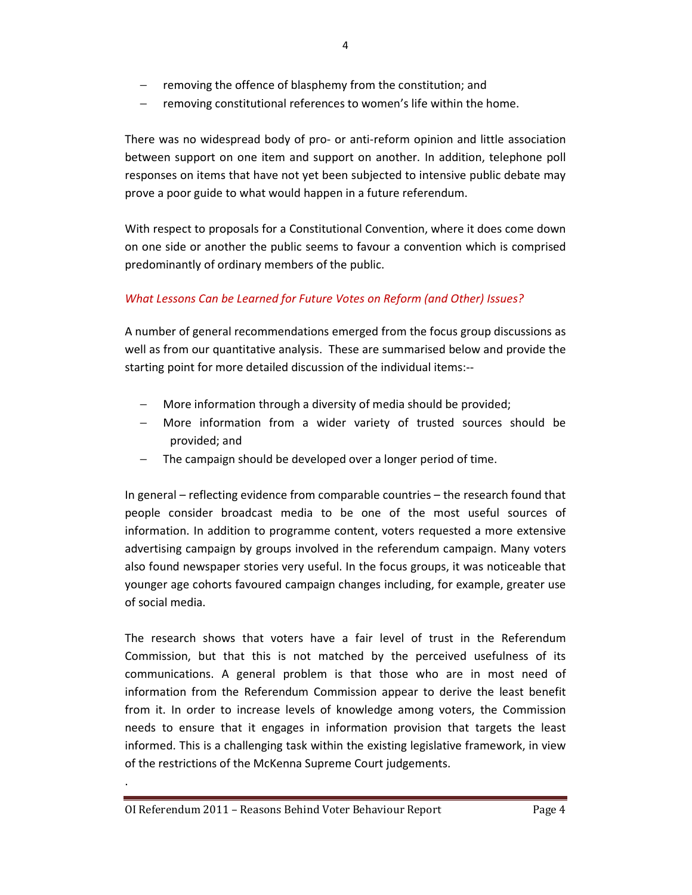- removing the offence of blasphemy from the constitution; and
- removing constitutional references to women's life within the home.

There was no widespread body of pro- or anti-reform opinion and little association between support on one item and support on another. In addition, telephone poll responses on items that have not yet been subjected to intensive public debate may prove a poor guide to what would happen in a future referendum.

With respect to proposals for a Constitutional Convention, where it does come down on one side or another the public seems to favour a convention which is comprised predominantly of ordinary members of the public.

### *What Lessons Can be Learned for Future Votes on Reform (and Other) Issues?*

A number of general recommendations emerged from the focus group discussions as well as from our quantitative analysis. These are summarised below and provide the starting point for more detailed discussion of the individual items:--

- More information through a diversity of media should be provided;
- More information from a wider variety of trusted sources should be provided; and
- The campaign should be developed over a longer period of time.

In general – reflecting evidence from comparable countries – the research found that people consider broadcast media to be one of the most useful sources of information. In addition to programme content, voters requested a more extensive advertising campaign by groups involved in the referendum campaign. Many voters also found newspaper stories very useful. In the focus groups, it was noticeable that younger age cohorts favoured campaign changes including, for example, greater use of social media.

The research shows that voters have a fair level of trust in the Referendum Commission, but that this is not matched by the perceived usefulness of its communications. A general problem is that those who are in most need of information from the Referendum Commission appear to derive the least benefit from it. In order to increase levels of knowledge among voters, the Commission needs to ensure that it engages in information provision that targets the least informed. This is a challenging task within the existing legislative framework, in view of the restrictions of the McKenna Supreme Court judgements.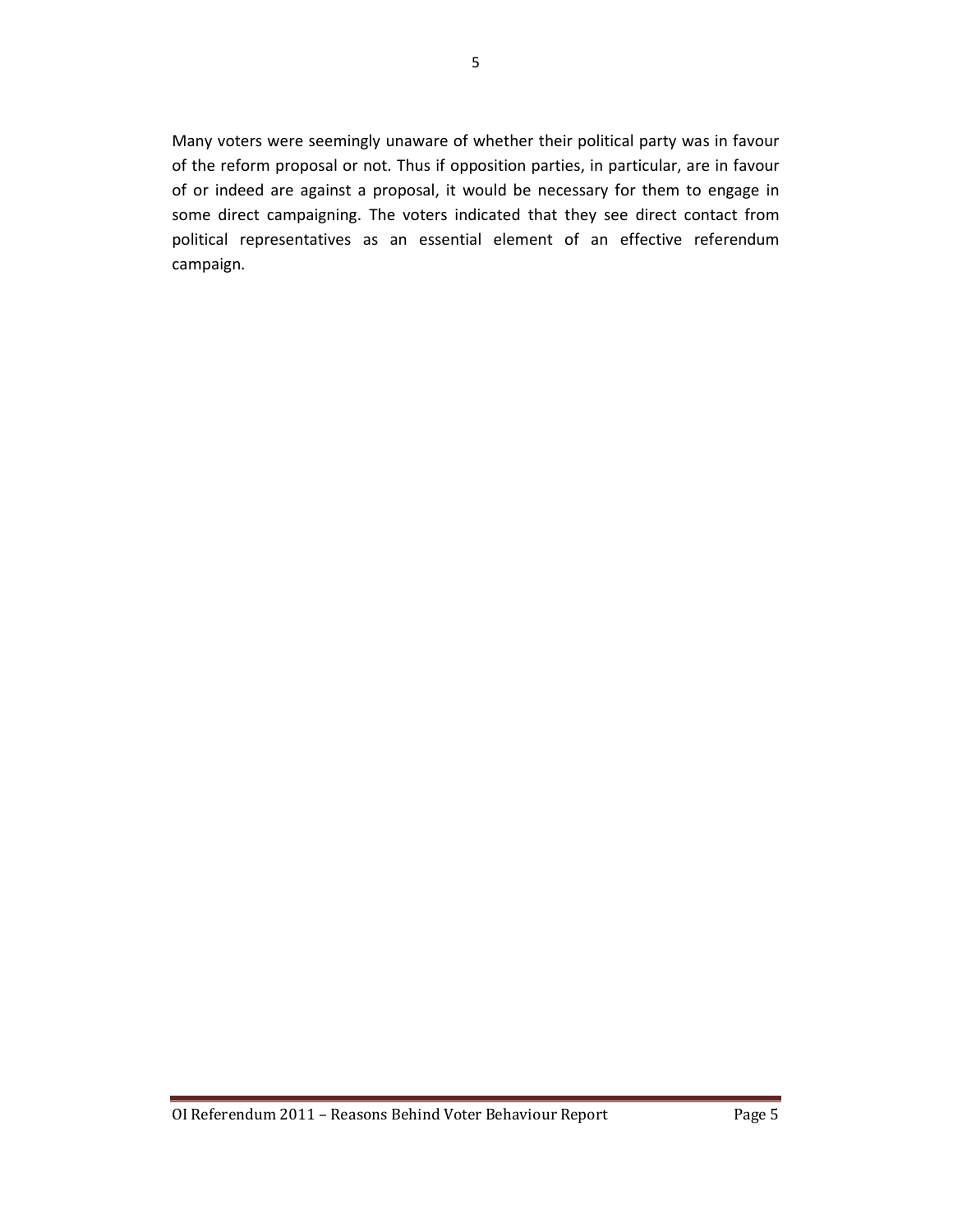Many voters were seemingly unaware of whether their political party was in favour of the reform proposal or not. Thus if opposition parties, in particular, are in favour of or indeed are against a proposal, it would be necessary for them to engage in some direct campaigning. The voters indicated that they see direct contact from political representatives as an essential element of an effective referendum campaign.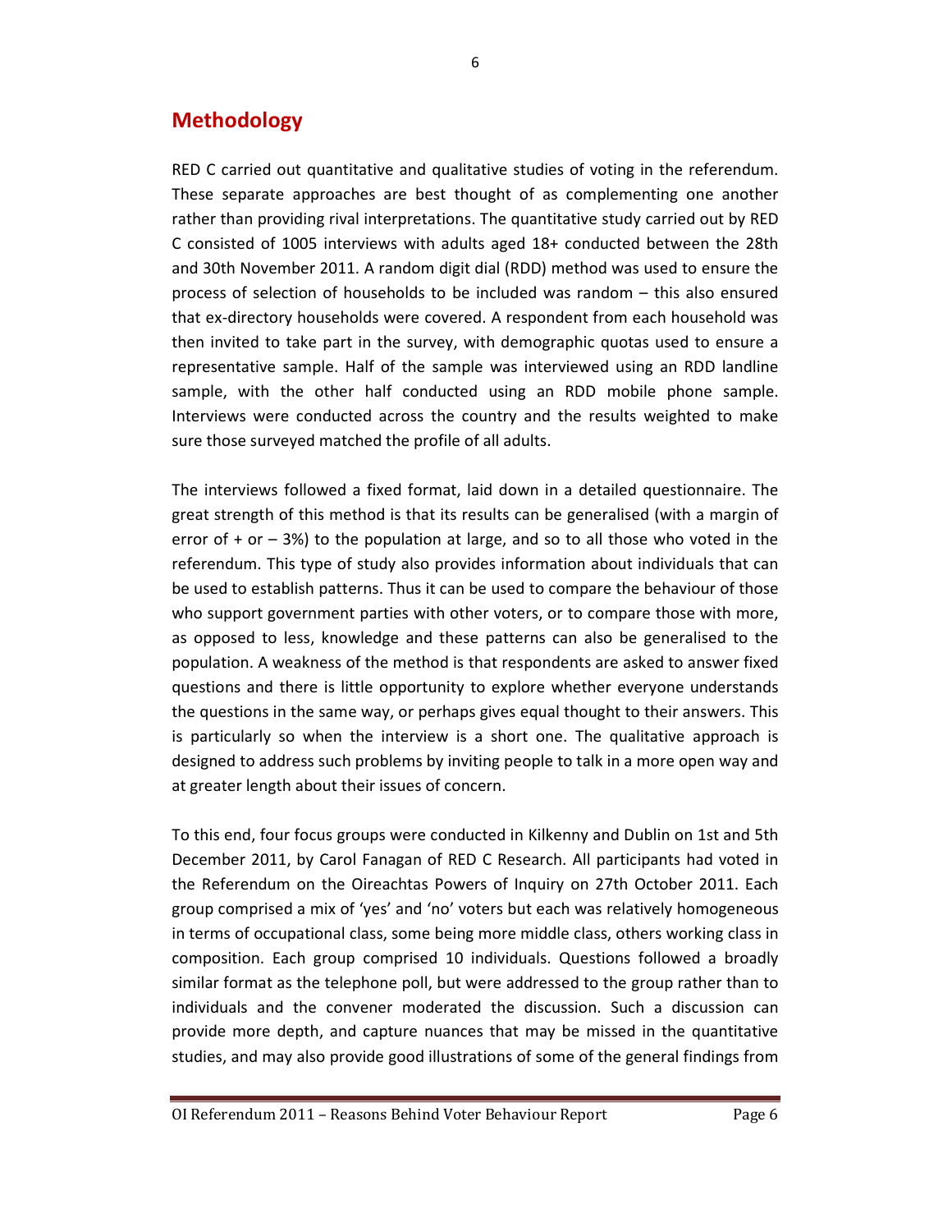## Methodology

RED C carried out quantitative and qualitative studies of voting in the referendum. These separate approaches are best thought of as complementing one another rather than providing rival interpretations. The quantitative study carried out by RED C consisted of 1005 interviews with adults aged 18+ conducted between the 28th and 30th November 2011. A random digit dial (RDD) method was used to ensure the process of selection of households to be included was random – this also ensured that ex-directory households were covered. A respondent from each household was then invited to take part in the survey, with demographic quotas used to ensure a representative sample. Half of the sample was interviewed using an RDD landline sample, with the other half conducted using an RDD mobile phone sample. Interviews were conducted across the country and the results weighted to make sure those surveyed matched the profile of all adults.

The interviews followed a fixed format, laid down in a detailed questionnaire. The great strength of this method is that its results can be generalised (with a margin of error of + or – 3%) to the population at large, and so to all those who voted in the referendum. This type of study also provides information about individuals that can be used to establish patterns. Thus it can be used to compare the behaviour of those who support government parties with other voters, or to compare those with more, as opposed to less, knowledge and these patterns can also be generalised to the population. A weakness of the method is that respondents are asked to answer fixed questions and there is little opportunity to explore whether everyone understands the questions in the same way, or perhaps gives equal thought to their answers. This is particularly so when the interview is a short one. The qualitative approach is designed to address such problems by inviting people to talk in a more open way and at greater length about their issues of concern.

To this end, four focus groups were conducted in Kilkenny and Dublin on 1st and 5th December 2011, by Carol Fanagan of RED C Research. All participants had voted in the Referendum on the Oireachtas Powers of Inquiry on 27th October 2011. Each group comprised a mix of 'yes' and 'no' voters but each was relatively homogeneous in terms of occupational class, some being more middle class, others working class in composition. Each group comprised 10 individuals. Questions followed a broadly similar format as the telephone poll, but were addressed to the group rather than to individuals and the convener moderated the discussion. Such a discussion can provide more depth, and capture nuances that may be missed in the quantitative studies, and may also provide good illustrations of some of the general findings from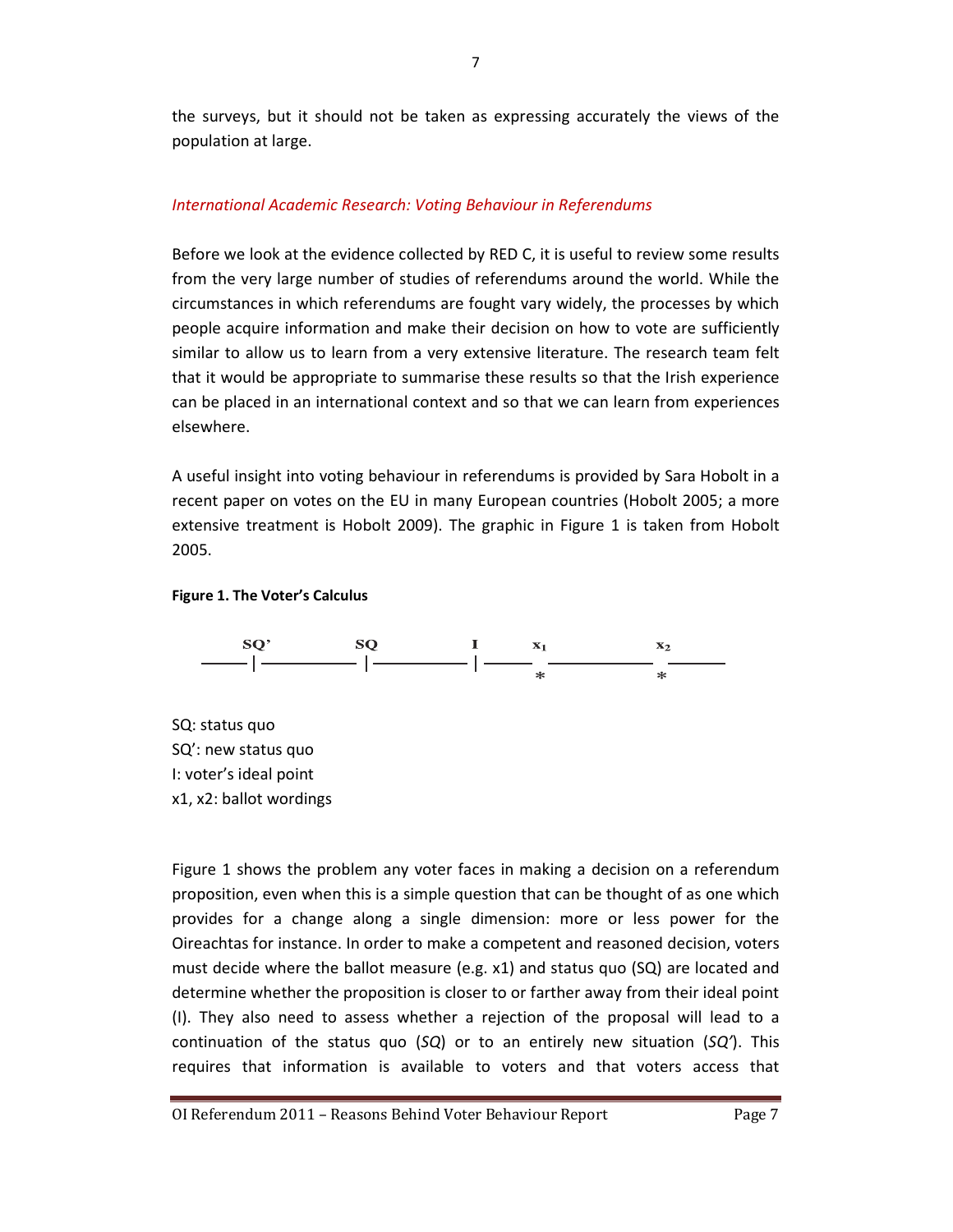the surveys, but it should not be taken as expressing accurately the views of the population at large.

### *International Academic Research: Voting Behaviour in Referendums*

Before we look at the evidence collected by RED C, it is useful to review some results from the very large number of studies of referendums around the world. While the circumstances in which referendums are fought vary widely, the processes by which people acquire information and make their decision on how to vote are sufficiently similar to allow us to learn from a very extensive literature. The research team felt that it would be appropriate to summarise these results so that the Irish experience can be placed in an international context and so that we can learn from experiences elsewhere.

A useful insight into voting behaviour in referendums is provided by Sara Hobolt in a recent paper on votes on the EU in many European countries (Hobolt 2005; a more extensive treatment is Hobolt 2009). The graphic in Figure 1 is taken from Hobolt 2005.

**Figure 1. The Voter's Calculus**

```
    SQ'        SQ          I      x1          x2
----|----------|-----------|------*-----------*------
```

SQ: status quo
SQ': new status quo
I: voter's ideal point
x1, x2: ballot wordings

Figure 1 shows the problem any voter faces in making a decision on a referendum proposition, even when this is a simple question that can be thought of as one which provides for a change along a single dimension: more or less power for the Oireachtas for instance. In order to make a competent and reasoned decision, voters must decide where the ballot measure (e.g. x1) and status quo (SQ) are located and determine whether the proposition is closer to or farther away from their ideal point (I). They also need to assess whether a rejection of the proposal will lead to a continuation of the status quo (*SQ*) or to an entirely new situation (*SQ'*). This requires that information is available to voters and that voters access that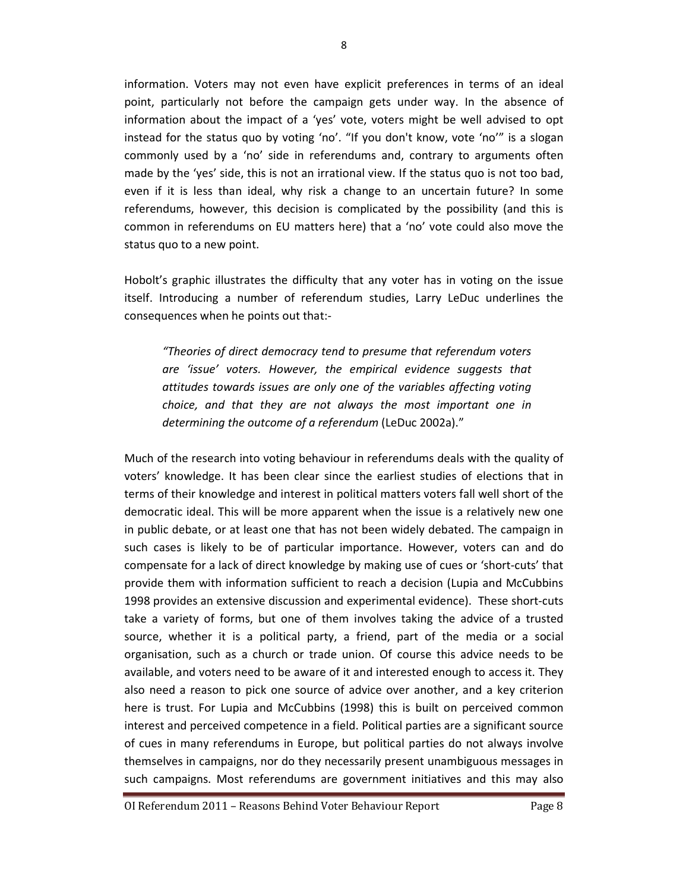information. Voters may not even have explicit preferences in terms of an ideal point, particularly not before the campaign gets under way. In the absence of information about the impact of a 'yes' vote, voters might be well advised to opt instead for the status quo by voting 'no'. "If you don't know, vote 'no'" is a slogan commonly used by a 'no' side in referendums and, contrary to arguments often made by the 'yes' side, this is not an irrational view. If the status quo is not too bad, even if it is less than ideal, why risk a change to an uncertain future? In some referendums, however, this decision is complicated by the possibility (and this is common in referendums on EU matters here) that a 'no' vote could also move the status quo to a new point.

Hobolt's graphic illustrates the difficulty that any voter has in voting on the issue itself. Introducing a number of referendum studies, Larry LeDuc underlines the consequences when he points out that:-

> *"Theories of direct democracy tend to presume that referendum voters are 'issue' voters. However, the empirical evidence suggests that attitudes towards issues are only one of the variables affecting voting choice, and that they are not always the most important one in determining the outcome of a referendum* (LeDuc 2002a)."

Much of the research into voting behaviour in referendums deals with the quality of voters' knowledge. It has been clear since the earliest studies of elections that in terms of their knowledge and interest in political matters voters fall well short of the democratic ideal. This will be more apparent when the issue is a relatively new one in public debate, or at least one that has not been widely debated. The campaign in such cases is likely to be of particular importance. However, voters can and do compensate for a lack of direct knowledge by making use of cues or 'short-cuts' that provide them with information sufficient to reach a decision (Lupia and McCubbins 1998 provides an extensive discussion and experimental evidence). These short-cuts take a variety of forms, but one of them involves taking the advice of a trusted source, whether it is a political party, a friend, part of the media or a social organisation, such as a church or trade union. Of course this advice needs to be available, and voters need to be aware of it and interested enough to access it. They also need a reason to pick one source of advice over another, and a key criterion here is trust. For Lupia and McCubbins (1998) this is built on perceived common interest and perceived competence in a field. Political parties are a significant source of cues in many referendums in Europe, but political parties do not always involve themselves in campaigns, nor do they necessarily present unambiguous messages in such campaigns. Most referendums are government initiatives and this may also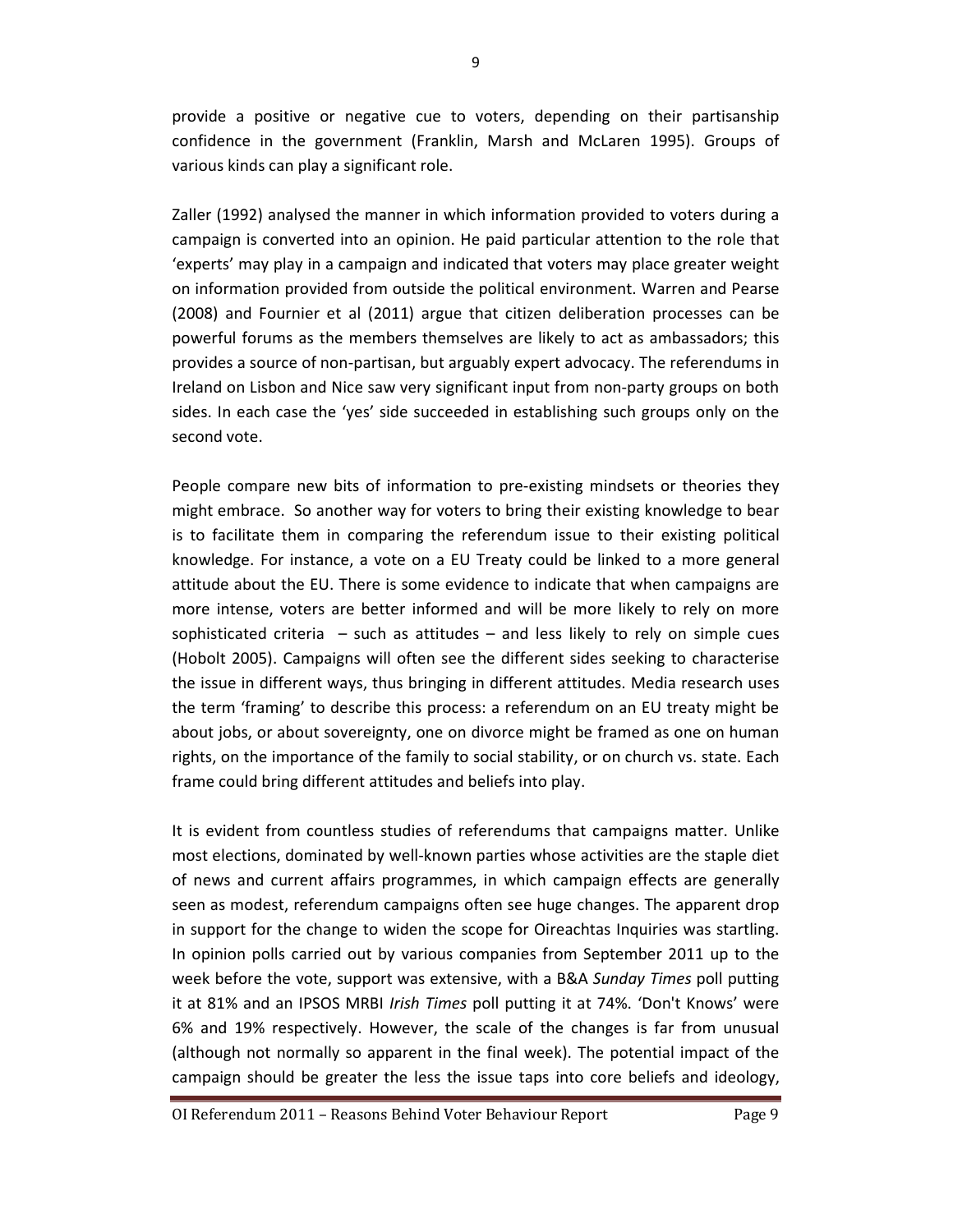provide a positive or negative cue to voters, depending on their partisanship confidence in the government (Franklin, Marsh and McLaren 1995). Groups of various kinds can play a significant role.

Zaller (1992) analysed the manner in which information provided to voters during a campaign is converted into an opinion. He paid particular attention to the role that 'experts' may play in a campaign and indicated that voters may place greater weight on information provided from outside the political environment. Warren and Pearse (2008) and Fournier et al (2011) argue that citizen deliberation processes can be powerful forums as the members themselves are likely to act as ambassadors; this provides a source of non-partisan, but arguably expert advocacy. The referendums in Ireland on Lisbon and Nice saw very significant input from non-party groups on both sides. In each case the 'yes' side succeeded in establishing such groups only on the second vote.

People compare new bits of information to pre-existing mindsets or theories they might embrace. So another way for voters to bring their existing knowledge to bear is to facilitate them in comparing the referendum issue to their existing political knowledge. For instance, a vote on a EU Treaty could be linked to a more general attitude about the EU. There is some evidence to indicate that when campaigns are more intense, voters are better informed and will be more likely to rely on more sophisticated criteria – such as attitudes – and less likely to rely on simple cues (Hobolt 2005). Campaigns will often see the different sides seeking to characterise the issue in different ways, thus bringing in different attitudes. Media research uses the term 'framing' to describe this process: a referendum on an EU treaty might be about jobs, or about sovereignty, one on divorce might be framed as one on human rights, on the importance of the family to social stability, or on church vs. state. Each frame could bring different attitudes and beliefs into play.

It is evident from countless studies of referendums that campaigns matter. Unlike most elections, dominated by well-known parties whose activities are the staple diet of news and current affairs programmes, in which campaign effects are generally seen as modest, referendum campaigns often see huge changes. The apparent drop in support for the change to widen the scope for Oireachtas Inquiries was startling. In opinion polls carried out by various companies from September 2011 up to the week before the vote, support was extensive, with a B&A *Sunday Times* poll putting it at 81% and an IPSOS MRBI *Irish Times* poll putting it at 74%. 'Don't Knows' were 6% and 19% respectively. However, the scale of the changes is far from unusual (although not normally so apparent in the final week). The potential impact of the campaign should be greater the less the issue taps into core beliefs and ideology,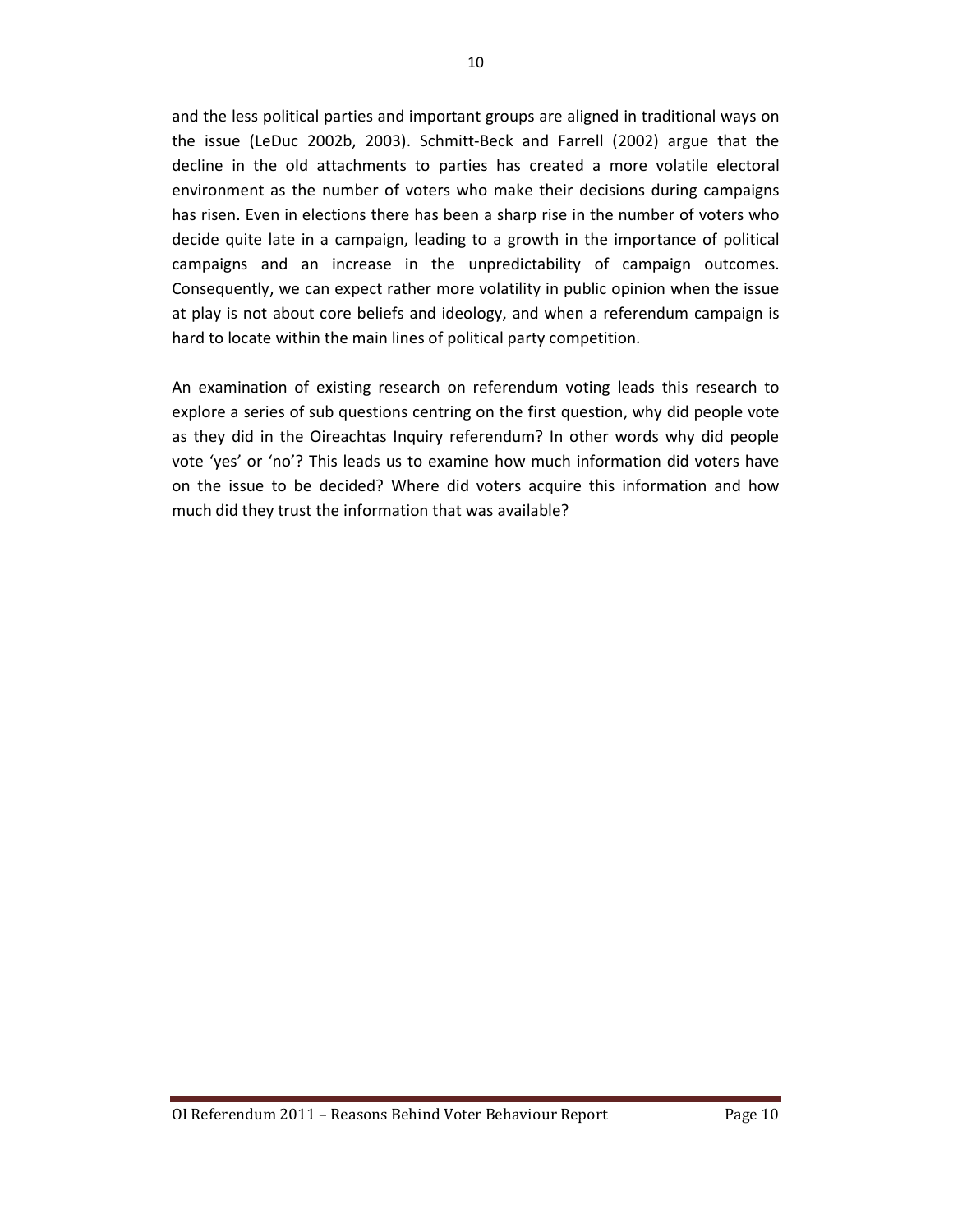and the less political parties and important groups are aligned in traditional ways on the issue (LeDuc 2002b, 2003). Schmitt-Beck and Farrell (2002) argue that the decline in the old attachments to parties has created a more volatile electoral environment as the number of voters who make their decisions during campaigns has risen. Even in elections there has been a sharp rise in the number of voters who decide quite late in a campaign, leading to a growth in the importance of political campaigns and an increase in the unpredictability of campaign outcomes. Consequently, we can expect rather more volatility in public opinion when the issue at play is not about core beliefs and ideology, and when a referendum campaign is hard to locate within the main lines of political party competition.

An examination of existing research on referendum voting leads this research to explore a series of sub questions centring on the first question, why did people vote as they did in the Oireachtas Inquiry referendum? In other words why did people vote 'yes' or 'no'? This leads us to examine how much information did voters have on the issue to be decided? Where did voters acquire this information and how much did they trust the information that was available?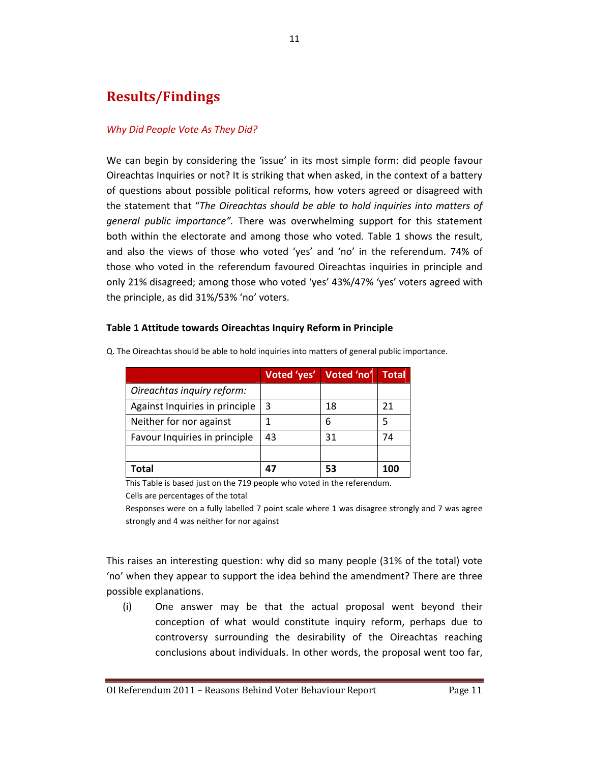# Results/Findings

*Why Did People Vote As They Did?*

We can begin by considering the 'issue' in its most simple form: did people favour Oireachtas Inquiries or not? It is striking that when asked, in the context of a battery of questions about possible political reforms, how voters agreed or disagreed with the statement that "*The Oireachtas should be able to hold inquiries into matters of general public importance".* There was overwhelming support for this statement both within the electorate and among those who voted. Table 1 shows the result, and also the views of those who voted 'yes' and 'no' in the referendum. 74% of those who voted in the referendum favoured Oireachtas inquiries in principle and only 21% disagreed; among those who voted 'yes' 43%/47% 'yes' voters agreed with the principle, as did 31%/53% 'no' voters.

**Table 1 Attitude towards Oireachtas Inquiry Reform in Principle**

Q. The Oireachtas should be able to hold inquiries into matters of general public importance.

| | Voted 'yes' | Voted 'no' | Total |
|---|---|---|---|
| *Oireachtas inquiry reform:* | | | |
| Against Inquiries in principle | 3 | 18 | 21 |
| Neither for nor against | 1 | 6 | 5 |
| Favour Inquiries in principle | 43 | 31 | 74 |
| | | | |
| **Total** | **47** | **53** | **100** |

This Table is based just on the 719 people who voted in the referendum.

Cells are percentages of the total

Responses were on a fully labelled 7 point scale where 1 was disagree strongly and 7 was agree strongly and 4 was neither for nor against

This raises an interesting question: why did so many people (31% of the total) vote 'no' when they appear to support the idea behind the amendment? There are three possible explanations.

(i) One answer may be that the actual proposal went beyond their conception of what would constitute inquiry reform, perhaps due to controversy surrounding the desirability of the Oireachtas reaching conclusions about individuals. In other words, the proposal went too far,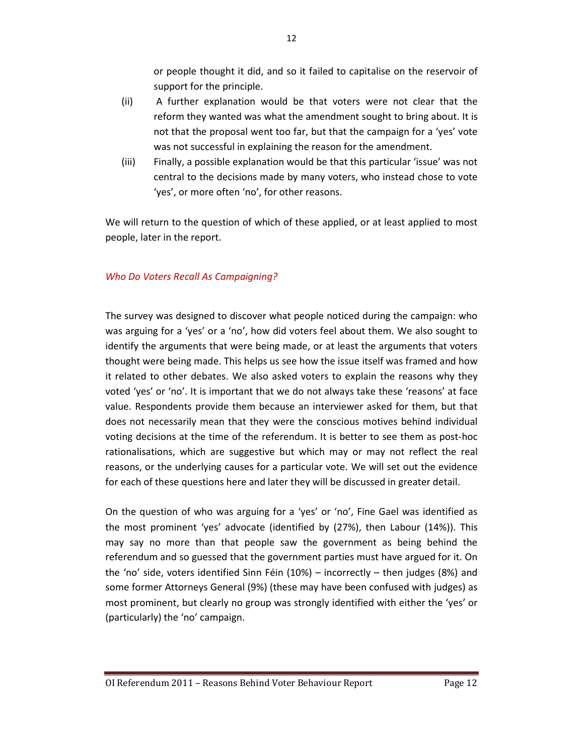or people thought it did, and so it failed to capitalise on the reservoir of support for the principle.

(ii) A further explanation would be that voters were not clear that the reform they wanted was what the amendment sought to bring about. It is not that the proposal went too far, but that the campaign for a 'yes' vote was not successful in explaining the reason for the amendment.

(iii) Finally, a possible explanation would be that this particular 'issue' was not central to the decisions made by many voters, who instead chose to vote 'yes', or more often 'no', for other reasons.

We will return to the question of which of these applied, or at least applied to most people, later in the report.

### *Who Do Voters Recall As Campaigning?*

The survey was designed to discover what people noticed during the campaign: who was arguing for a 'yes' or a 'no', how did voters feel about them. We also sought to identify the arguments that were being made, or at least the arguments that voters thought were being made. This helps us see how the issue itself was framed and how it related to other debates. We also asked voters to explain the reasons why they voted 'yes' or 'no'. It is important that we do not always take these 'reasons' at face value. Respondents provide them because an interviewer asked for them, but that does not necessarily mean that they were the conscious motives behind individual voting decisions at the time of the referendum. It is better to see them as post-hoc rationalisations, which are suggestive but which may or may not reflect the real reasons, or the underlying causes for a particular vote. We will set out the evidence for each of these questions here and later they will be discussed in greater detail.

On the question of who was arguing for a 'yes' or 'no', Fine Gael was identified as the most prominent 'yes' advocate (identified by (27%), then Labour (14%)). This may say no more than that people saw the government as being behind the referendum and so guessed that the government parties must have argued for it. On the 'no' side, voters identified Sinn Féin (10%) – incorrectly – then judges (8%) and some former Attorneys General (9%) (these may have been confused with judges) as most prominent, but clearly no group was strongly identified with either the 'yes' or (particularly) the 'no' campaign.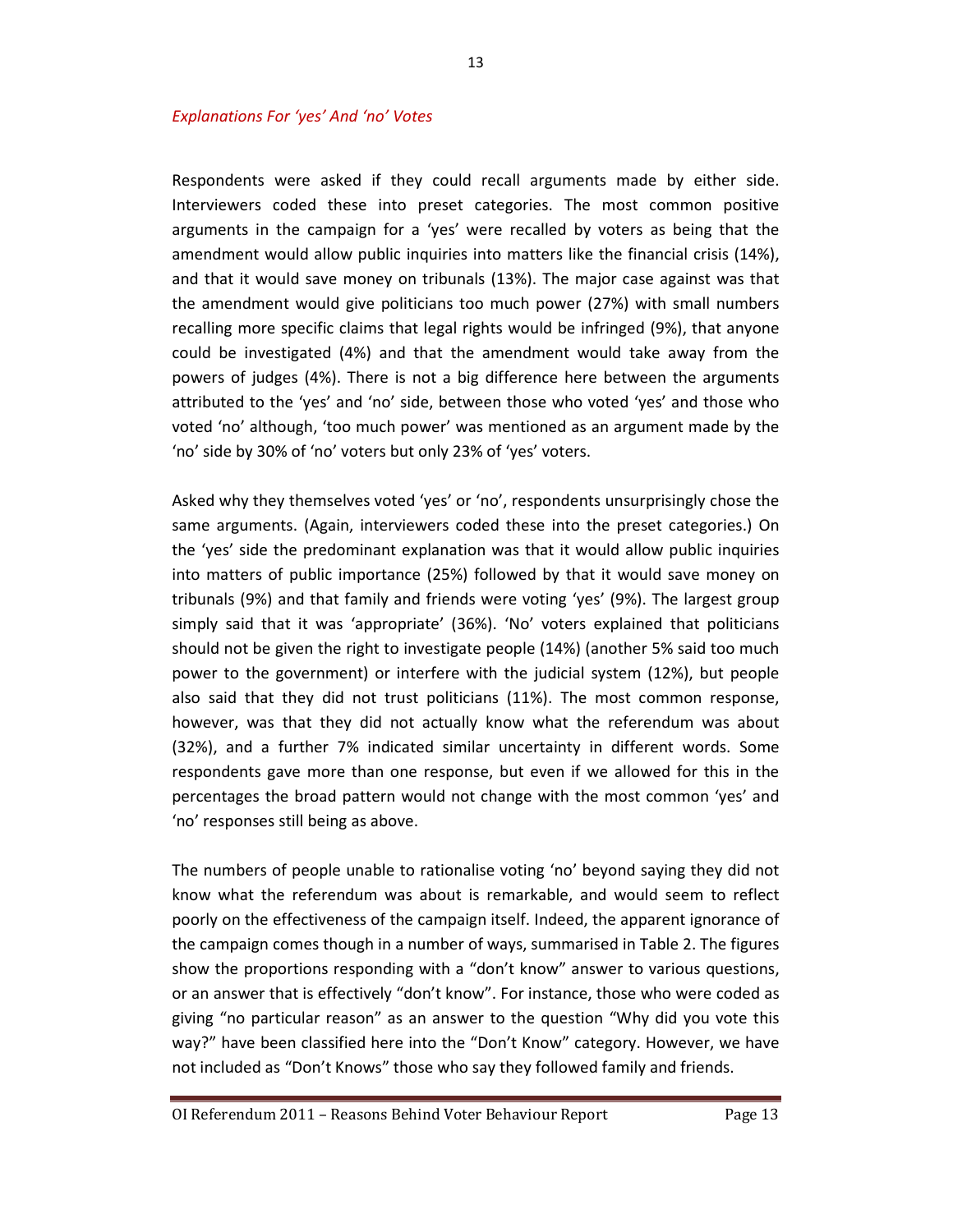*Explanations For 'yes' And 'no' Votes*

Respondents were asked if they could recall arguments made by either side. Interviewers coded these into preset categories. The most common positive arguments in the campaign for a 'yes' were recalled by voters as being that the amendment would allow public inquiries into matters like the financial crisis (14%), and that it would save money on tribunals (13%). The major case against was that the amendment would give politicians too much power (27%) with small numbers recalling more specific claims that legal rights would be infringed (9%), that anyone could be investigated (4%) and that the amendment would take away from the powers of judges (4%). There is not a big difference here between the arguments attributed to the 'yes' and 'no' side, between those who voted 'yes' and those who voted 'no' although, 'too much power' was mentioned as an argument made by the 'no' side by 30% of 'no' voters but only 23% of 'yes' voters.

Asked why they themselves voted 'yes' or 'no', respondents unsurprisingly chose the same arguments. (Again, interviewers coded these into the preset categories.) On the 'yes' side the predominant explanation was that it would allow public inquiries into matters of public importance (25%) followed by that it would save money on tribunals (9%) and that family and friends were voting 'yes' (9%). The largest group simply said that it was 'appropriate' (36%). 'No' voters explained that politicians should not be given the right to investigate people (14%) (another 5% said too much power to the government) or interfere with the judicial system (12%), but people also said that they did not trust politicians (11%). The most common response, however, was that they did not actually know what the referendum was about (32%), and a further 7% indicated similar uncertainty in different words. Some respondents gave more than one response, but even if we allowed for this in the percentages the broad pattern would not change with the most common 'yes' and 'no' responses still being as above.

The numbers of people unable to rationalise voting 'no' beyond saying they did not know what the referendum was about is remarkable, and would seem to reflect poorly on the effectiveness of the campaign itself. Indeed, the apparent ignorance of the campaign comes though in a number of ways, summarised in Table 2. The figures show the proportions responding with a "don't know" answer to various questions, or an answer that is effectively "don't know". For instance, those who were coded as giving "no particular reason" as an answer to the question "Why did you vote this way?" have been classified here into the "Don't Know" category. However, we have not included as "Don't Knows" those who say they followed family and friends.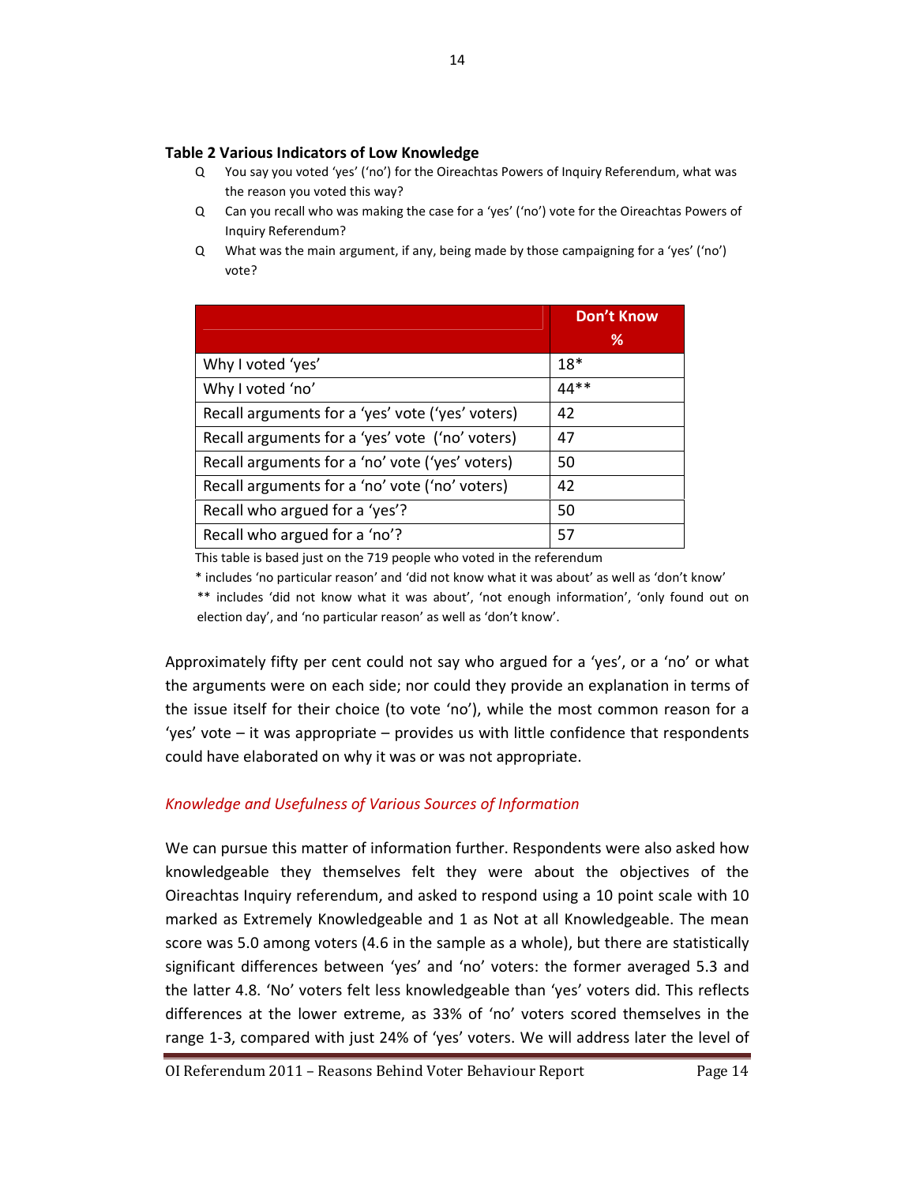**Table 2 Various Indicators of Low Knowledge**

Q You say you voted 'yes' ('no') for the Oireachtas Powers of Inquiry Referendum, what was the reason you voted this way?

Q Can you recall who was making the case for a 'yes' ('no') vote for the Oireachtas Powers of Inquiry Referendum?

Q What was the main argument, if any, being made by those campaigning for a 'yes' ('no') vote?

| | Don't Know % |
|---|---|
| Why I voted 'yes' | 18* |
| Why I voted 'no' | 44** |
| Recall arguments for a 'yes' vote ('yes' voters) | 42 |
| Recall arguments for a 'yes' vote ('no' voters) | 47 |
| Recall arguments for a 'no' vote ('yes' voters) | 50 |
| Recall arguments for a 'no' vote ('no' voters) | 42 |
| Recall who argued for a 'yes'? | 50 |
| Recall who argued for a 'no'? | 57 |

This table is based just on the 719 people who voted in the referendum

* includes 'no particular reason' and 'did not know what it was about' as well as 'don't know'

** includes 'did not know what it was about', 'not enough information', 'only found out on election day', and 'no particular reason' as well as 'don't know'.

Approximately fifty per cent could not say who argued for a 'yes', or a 'no' or what the arguments were on each side; nor could they provide an explanation in terms of the issue itself for their choice (to vote 'no'), while the most common reason for a 'yes' vote – it was appropriate – provides us with little confidence that respondents could have elaborated on why it was or was not appropriate.

*Knowledge and Usefulness of Various Sources of Information*

We can pursue this matter of information further. Respondents were also asked how knowledgeable they themselves felt they were about the objectives of the Oireachtas Inquiry referendum, and asked to respond using a 10 point scale with 10 marked as Extremely Knowledgeable and 1 as Not at all Knowledgeable. The mean score was 5.0 among voters (4.6 in the sample as a whole), but there are statistically significant differences between 'yes' and 'no' voters: the former averaged 5.3 and the latter 4.8. 'No' voters felt less knowledgeable than 'yes' voters did. This reflects differences at the lower extreme, as 33% of 'no' voters scored themselves in the range 1-3, compared with just 24% of 'yes' voters. We will address later the level of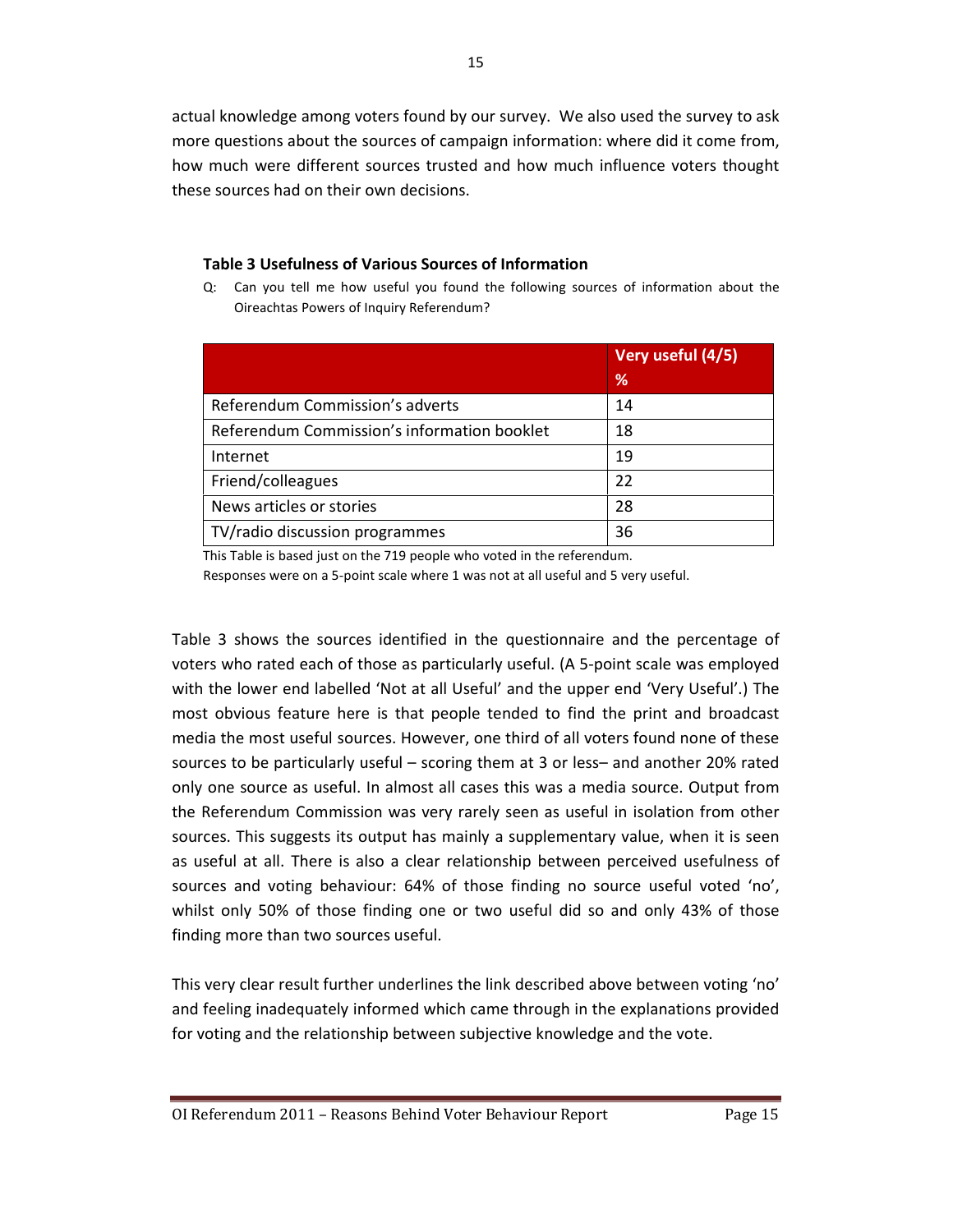actual knowledge among voters found by our survey. We also used the survey to ask more questions about the sources of campaign information: where did it come from, how much were different sources trusted and how much influence voters thought these sources had on their own decisions.

**Table 3 Usefulness of Various Sources of Information**

Q: Can you tell me how useful you found the following sources of information about the Oireachtas Powers of Inquiry Referendum?

| | Very useful (4/5) % |
|---|---|
| Referendum Commission's adverts | 14 |
| Referendum Commission's information booklet | 18 |
| Internet | 19 |
| Friend/colleagues | 22 |
| News articles or stories | 28 |
| TV/radio discussion programmes | 36 |

This Table is based just on the 719 people who voted in the referendum.
Responses were on a 5-point scale where 1 was not at all useful and 5 very useful.

Table 3 shows the sources identified in the questionnaire and the percentage of voters who rated each of those as particularly useful. (A 5-point scale was employed with the lower end labelled 'Not at all Useful' and the upper end 'Very Useful'.) The most obvious feature here is that people tended to find the print and broadcast media the most useful sources. However, one third of all voters found none of these sources to be particularly useful – scoring them at 3 or less– and another 20% rated only one source as useful. In almost all cases this was a media source. Output from the Referendum Commission was very rarely seen as useful in isolation from other sources. This suggests its output has mainly a supplementary value, when it is seen as useful at all. There is also a clear relationship between perceived usefulness of sources and voting behaviour: 64% of those finding no source useful voted 'no', whilst only 50% of those finding one or two useful did so and only 43% of those finding more than two sources useful.

This very clear result further underlines the link described above between voting 'no' and feeling inadequately informed which came through in the explanations provided for voting and the relationship between subjective knowledge and the vote.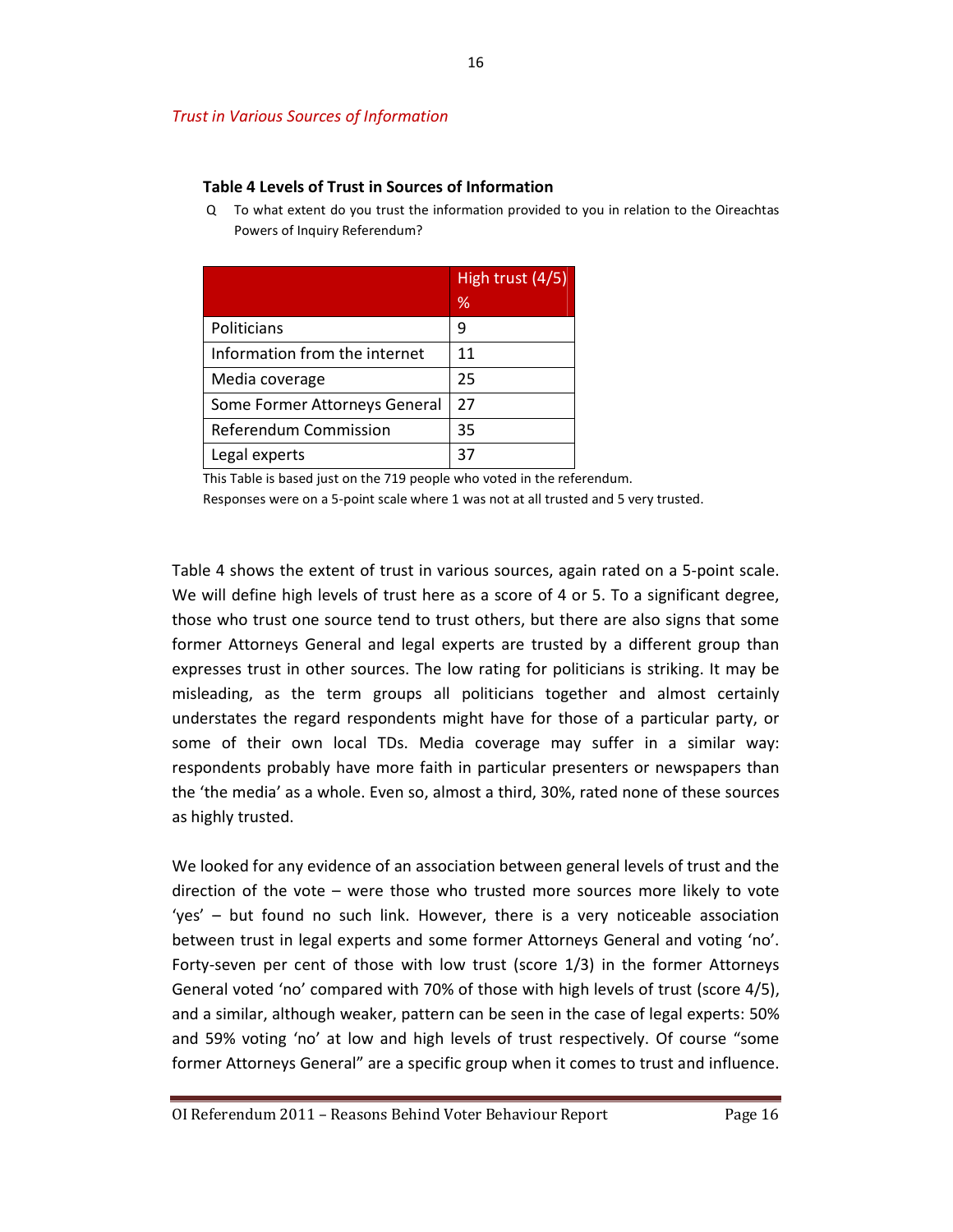*Trust in Various Sources of Information*

**Table 4 Levels of Trust in Sources of Information**

Q To what extent do you trust the information provided to you in relation to the Oireachtas Powers of Inquiry Referendum?

| | High trust (4/5) % |
|---|---|
| Politicians | 9 |
| Information from the internet | 11 |
| Media coverage | 25 |
| Some Former Attorneys General | 27 |
| Referendum Commission | 35 |
| Legal experts | 37 |

This Table is based just on the 719 people who voted in the referendum.
Responses were on a 5-point scale where 1 was not at all trusted and 5 very trusted.

Table 4 shows the extent of trust in various sources, again rated on a 5-point scale. We will define high levels of trust here as a score of 4 or 5. To a significant degree, those who trust one source tend to trust others, but there are also signs that some former Attorneys General and legal experts are trusted by a different group than expresses trust in other sources. The low rating for politicians is striking. It may be misleading, as the term groups all politicians together and almost certainly understates the regard respondents might have for those of a particular party, or some of their own local TDs. Media coverage may suffer in a similar way: respondents probably have more faith in particular presenters or newspapers than the 'the media' as a whole. Even so, almost a third, 30%, rated none of these sources as highly trusted.

We looked for any evidence of an association between general levels of trust and the direction of the vote – were those who trusted more sources more likely to vote 'yes' – but found no such link. However, there is a very noticeable association between trust in legal experts and some former Attorneys General and voting 'no'. Forty-seven per cent of those with low trust (score 1/3) in the former Attorneys General voted 'no' compared with 70% of those with high levels of trust (score 4/5), and a similar, although weaker, pattern can be seen in the case of legal experts: 50% and 59% voting 'no' at low and high levels of trust respectively. Of course "some former Attorneys General" are a specific group when it comes to trust and influence.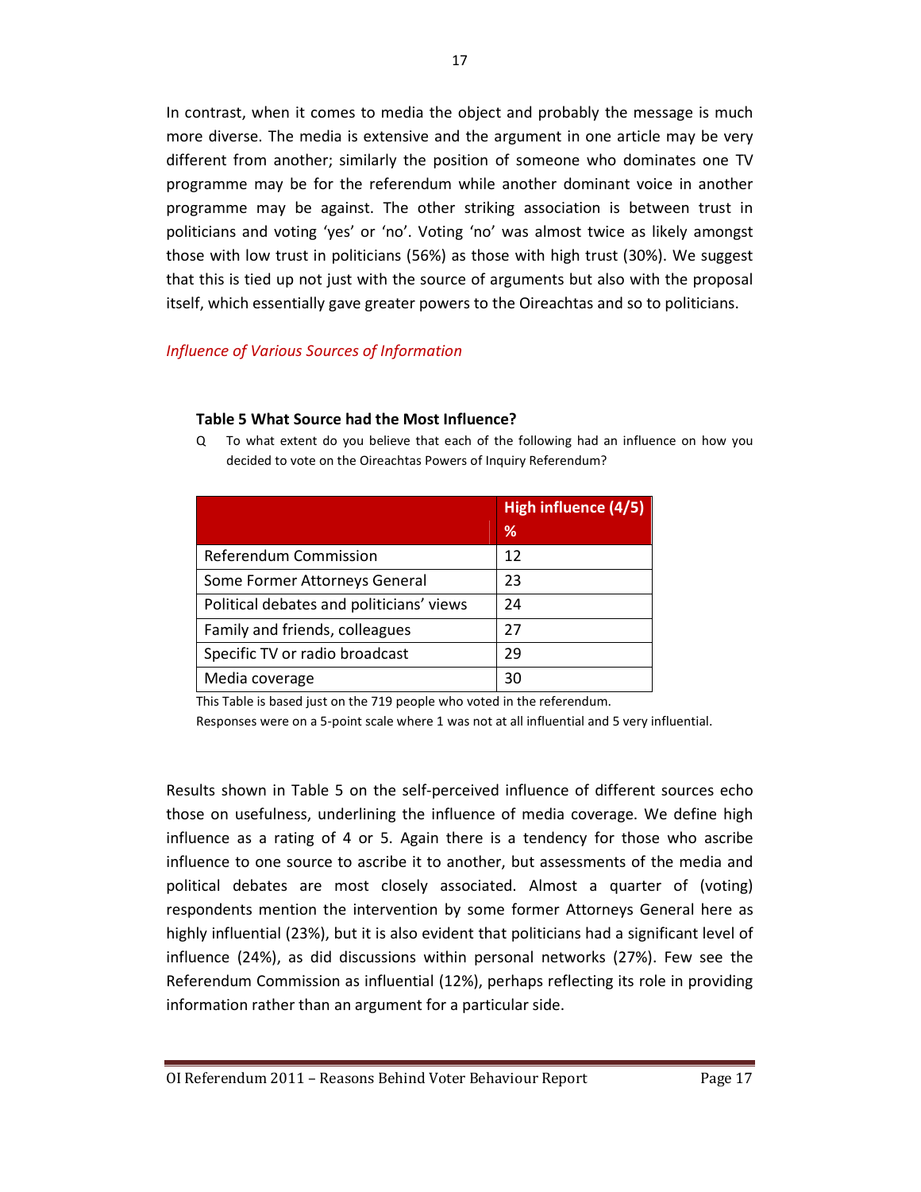In contrast, when it comes to media the object and probably the message is much more diverse. The media is extensive and the argument in one article may be very different from another; similarly the position of someone who dominates one TV programme may be for the referendum while another dominant voice in another programme may be against. The other striking association is between trust in politicians and voting 'yes' or 'no'. Voting 'no' was almost twice as likely amongst those with low trust in politicians (56%) as those with high trust (30%). We suggest that this is tied up not just with the source of arguments but also with the proposal itself, which essentially gave greater powers to the Oireachtas and so to politicians.

*Influence of Various Sources of Information*

**Table 5 What Source had the Most Influence?**

Q To what extent do you believe that each of the following had an influence on how you decided to vote on the Oireachtas Powers of Inquiry Referendum?

| | High influence (4/5) % |
|---|---|
| Referendum Commission | 12 |
| Some Former Attorneys General | 23 |
| Political debates and politicians' views | 24 |
| Family and friends, colleagues | 27 |
| Specific TV or radio broadcast | 29 |
| Media coverage | 30 |

This Table is based just on the 719 people who voted in the referendum.
Responses were on a 5-point scale where 1 was not at all influential and 5 very influential.

Results shown in Table 5 on the self-perceived influence of different sources echo those on usefulness, underlining the influence of media coverage. We define high influence as a rating of 4 or 5. Again there is a tendency for those who ascribe influence to one source to ascribe it to another, but assessments of the media and political debates are most closely associated. Almost a quarter of (voting) respondents mention the intervention by some former Attorneys General here as highly influential (23%), but it is also evident that politicians had a significant level of influence (24%), as did discussions within personal networks (27%). Few see the Referendum Commission as influential (12%), perhaps reflecting its role in providing information rather than an argument for a particular side.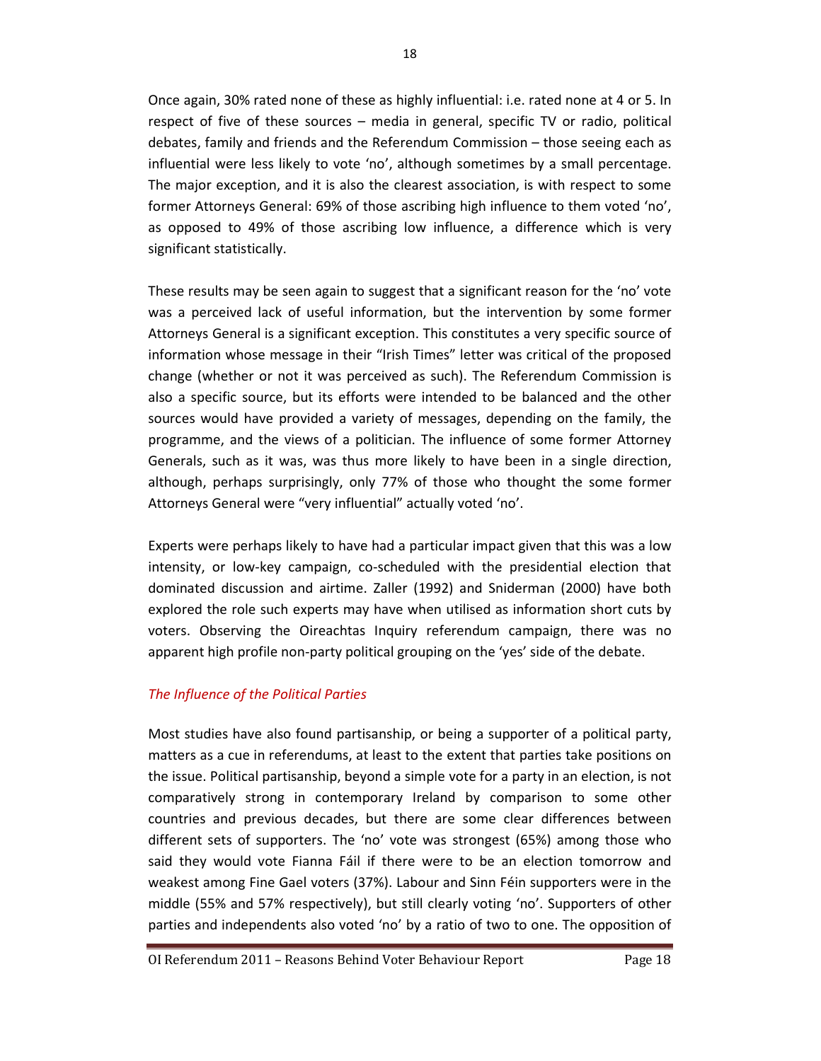Once again, 30% rated none of these as highly influential: i.e. rated none at 4 or 5. In respect of five of these sources – media in general, specific TV or radio, political debates, family and friends and the Referendum Commission – those seeing each as influential were less likely to vote 'no', although sometimes by a small percentage. The major exception, and it is also the clearest association, is with respect to some former Attorneys General: 69% of those ascribing high influence to them voted 'no', as opposed to 49% of those ascribing low influence, a difference which is very significant statistically.

These results may be seen again to suggest that a significant reason for the 'no' vote was a perceived lack of useful information, but the intervention by some former Attorneys General is a significant exception. This constitutes a very specific source of information whose message in their "Irish Times" letter was critical of the proposed change (whether or not it was perceived as such). The Referendum Commission is also a specific source, but its efforts were intended to be balanced and the other sources would have provided a variety of messages, depending on the family, the programme, and the views of a politician. The influence of some former Attorney Generals, such as it was, was thus more likely to have been in a single direction, although, perhaps surprisingly, only 77% of those who thought the some former Attorneys General were "very influential" actually voted 'no'.

Experts were perhaps likely to have had a particular impact given that this was a low intensity, or low-key campaign, co-scheduled with the presidential election that dominated discussion and airtime. Zaller (1992) and Sniderman (2000) have both explored the role such experts may have when utilised as information short cuts by voters. Observing the Oireachtas Inquiry referendum campaign, there was no apparent high profile non-party political grouping on the 'yes' side of the debate.

### *The Influence of the Political Parties*

Most studies have also found partisanship, or being a supporter of a political party, matters as a cue in referendums, at least to the extent that parties take positions on the issue. Political partisanship, beyond a simple vote for a party in an election, is not comparatively strong in contemporary Ireland by comparison to some other countries and previous decades, but there are some clear differences between different sets of supporters. The 'no' vote was strongest (65%) among those who said they would vote Fianna Fáil if there were to be an election tomorrow and weakest among Fine Gael voters (37%). Labour and Sinn Féin supporters were in the middle (55% and 57% respectively), but still clearly voting 'no'. Supporters of other parties and independents also voted 'no' by a ratio of two to one. The opposition of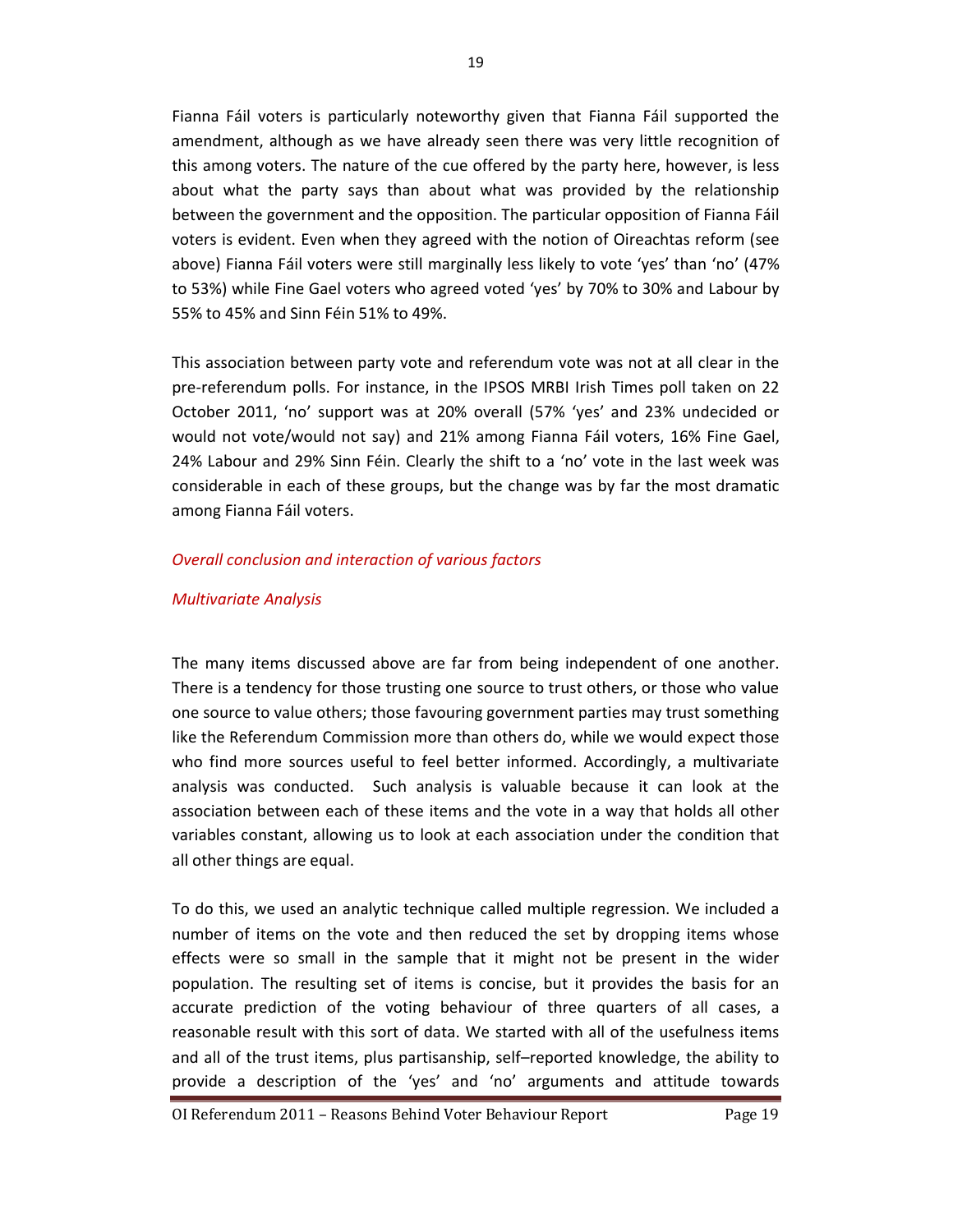Fianna Fáil voters is particularly noteworthy given that Fianna Fáil supported the amendment, although as we have already seen there was very little recognition of this among voters. The nature of the cue offered by the party here, however, is less about what the party says than about what was provided by the relationship between the government and the opposition. The particular opposition of Fianna Fáil voters is evident. Even when they agreed with the notion of Oireachtas reform (see above) Fianna Fáil voters were still marginally less likely to vote 'yes' than 'no' (47% to 53%) while Fine Gael voters who agreed voted 'yes' by 70% to 30% and Labour by 55% to 45% and Sinn Féin 51% to 49%.

This association between party vote and referendum vote was not at all clear in the pre-referendum polls. For instance, in the IPSOS MRBI Irish Times poll taken on 22 October 2011, 'no' support was at 20% overall (57% 'yes' and 23% undecided or would not vote/would not say) and 21% among Fianna Fáil voters, 16% Fine Gael, 24% Labour and 29% Sinn Féin. Clearly the shift to a 'no' vote in the last week was considerable in each of these groups, but the change was by far the most dramatic among Fianna Fáil voters.

## *Overall conclusion and interaction of various factors*

### *Multivariate Analysis*

The many items discussed above are far from being independent of one another. There is a tendency for those trusting one source to trust others, or those who value one source to value others; those favouring government parties may trust something like the Referendum Commission more than others do, while we would expect those who find more sources useful to feel better informed. Accordingly, a multivariate analysis was conducted. Such analysis is valuable because it can look at the association between each of these items and the vote in a way that holds all other variables constant, allowing us to look at each association under the condition that all other things are equal.

To do this, we used an analytic technique called multiple regression. We included a number of items on the vote and then reduced the set by dropping items whose effects were so small in the sample that it might not be present in the wider population. The resulting set of items is concise, but it provides the basis for an accurate prediction of the voting behaviour of three quarters of all cases, a reasonable result with this sort of data. We started with all of the usefulness items and all of the trust items, plus partisanship, self–reported knowledge, the ability to provide a description of the 'yes' and 'no' arguments and attitude towards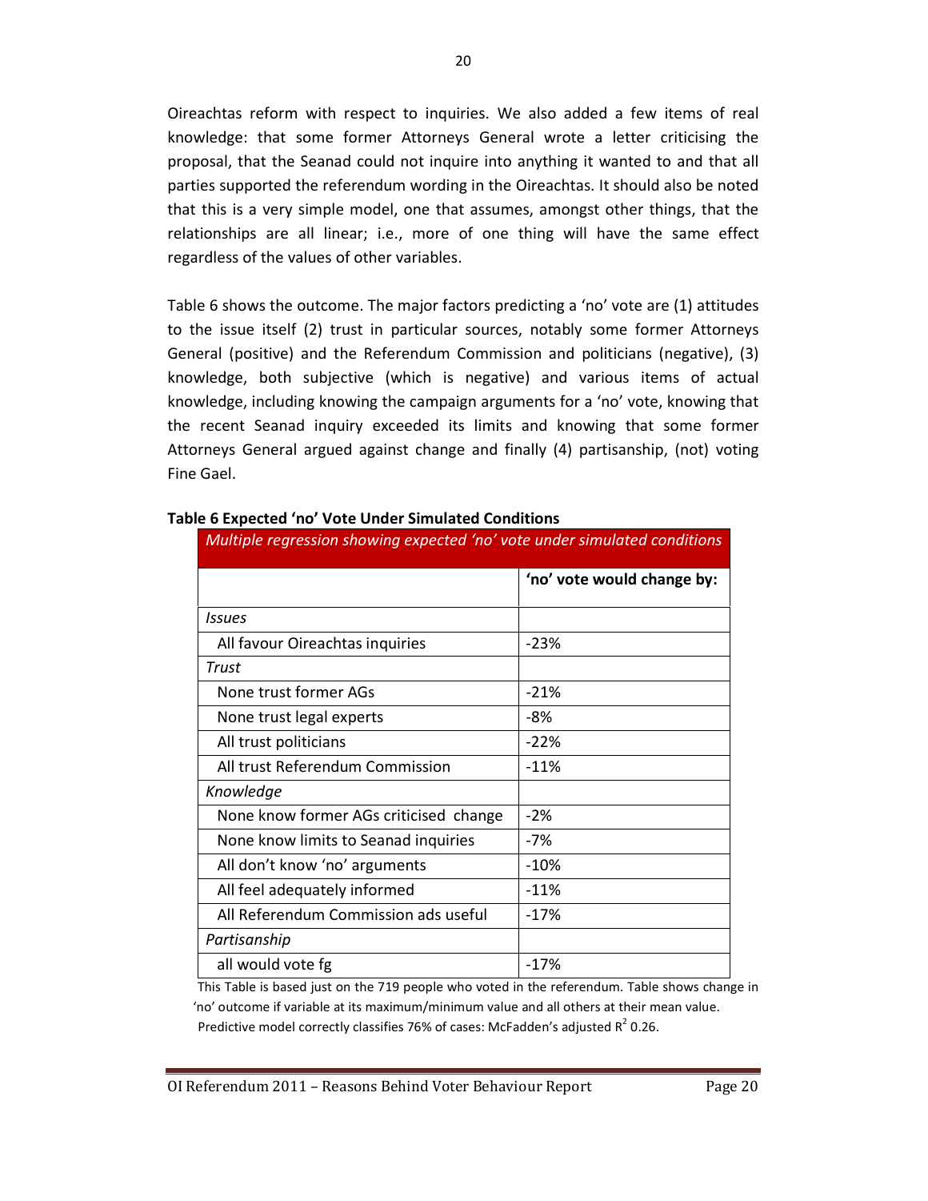Oireachtas reform with respect to inquiries. We also added a few items of real knowledge: that some former Attorneys General wrote a letter criticising the proposal, that the Seanad could not inquire into anything it wanted to and that all parties supported the referendum wording in the Oireachtas. It should also be noted that this is a very simple model, one that assumes, amongst other things, that the relationships are all linear; i.e., more of one thing will have the same effect regardless of the values of other variables.

Table 6 shows the outcome. The major factors predicting a 'no' vote are (1) attitudes to the issue itself (2) trust in particular sources, notably some former Attorneys General (positive) and the Referendum Commission and politicians (negative), (3) knowledge, both subjective (which is negative) and various items of actual knowledge, including knowing the campaign arguments for a 'no' vote, knowing that the recent Seanad inquiry exceeded its limits and knowing that some former Attorneys General argued against change and finally (4) partisanship, (not) voting Fine Gael.

**Table 6 Expected 'no' Vote Under Simulated Conditions**

*Multiple regression showing expected 'no' vote under simulated conditions*

| | **'no' vote would change by:** |
|---|---|
| *Issues* | |
| All favour Oireachtas inquiries | -23% |
| *Trust* | |
| None trust former AGs | -21% |
| None trust legal experts | -8% |
| All trust politicians | -22% |
| All trust Referendum Commission | -11% |
| *Knowledge* | |
| None know former AGs criticised change | -2% |
| None know limits to Seanad inquiries | -7% |
| All don't know 'no' arguments | -10% |
| All feel adequately informed | -11% |
| All Referendum Commission ads useful | -17% |
| *Partisanship* | |
| all would vote fg | -17% |

This Table is based just on the 719 people who voted in the referendum. Table shows change in 'no' outcome if variable at its maximum/minimum value and all others at their mean value. Predictive model correctly classifies 76% of cases: McFadden's adjusted $R^2$ 0.26.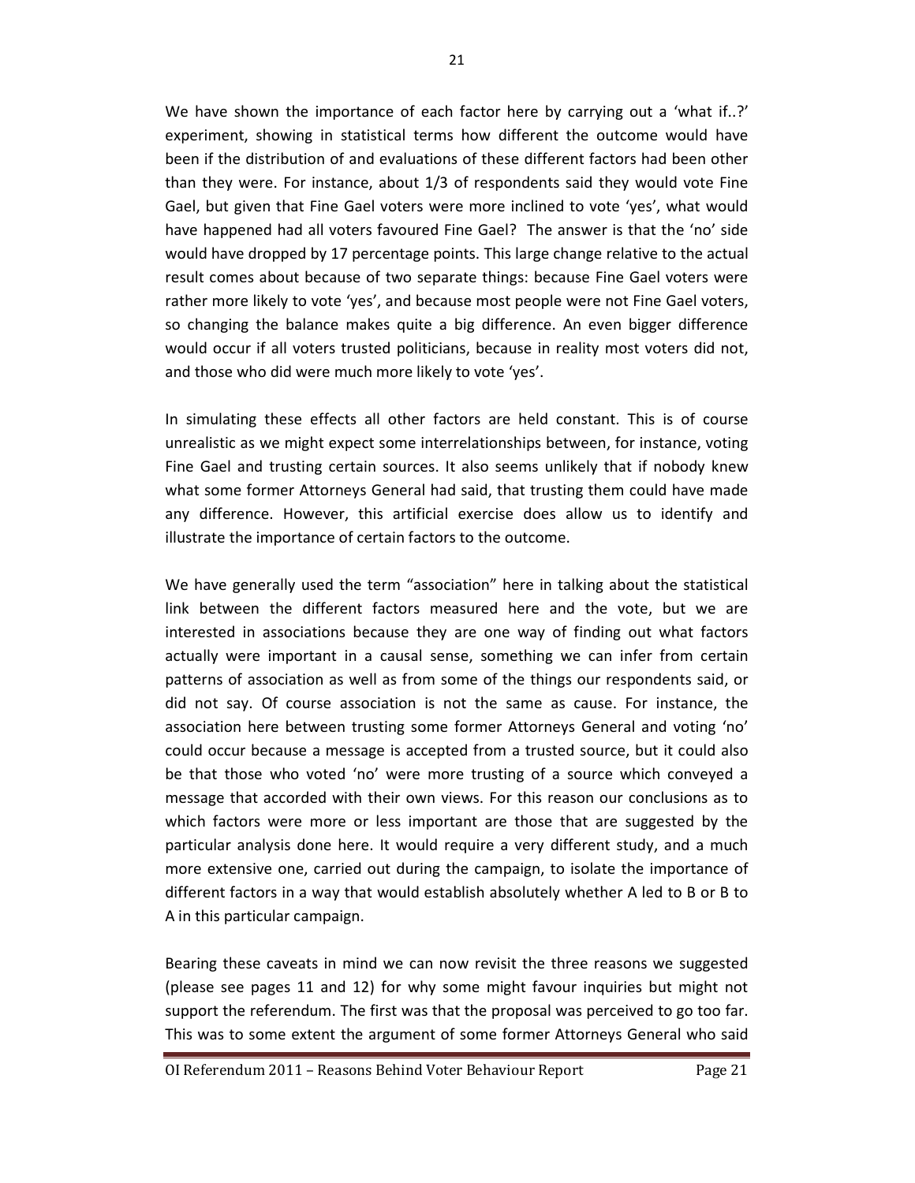We have shown the importance of each factor here by carrying out a 'what if..?' experiment, showing in statistical terms how different the outcome would have been if the distribution of and evaluations of these different factors had been other than they were. For instance, about 1/3 of respondents said they would vote Fine Gael, but given that Fine Gael voters were more inclined to vote 'yes', what would have happened had all voters favoured Fine Gael? The answer is that the 'no' side would have dropped by 17 percentage points. This large change relative to the actual result comes about because of two separate things: because Fine Gael voters were rather more likely to vote 'yes', and because most people were not Fine Gael voters, so changing the balance makes quite a big difference. An even bigger difference would occur if all voters trusted politicians, because in reality most voters did not, and those who did were much more likely to vote 'yes'.

In simulating these effects all other factors are held constant. This is of course unrealistic as we might expect some interrelationships between, for instance, voting Fine Gael and trusting certain sources. It also seems unlikely that if nobody knew what some former Attorneys General had said, that trusting them could have made any difference. However, this artificial exercise does allow us to identify and illustrate the importance of certain factors to the outcome.

We have generally used the term "association" here in talking about the statistical link between the different factors measured here and the vote, but we are interested in associations because they are one way of finding out what factors actually were important in a causal sense, something we can infer from certain patterns of association as well as from some of the things our respondents said, or did not say. Of course association is not the same as cause. For instance, the association here between trusting some former Attorneys General and voting 'no' could occur because a message is accepted from a trusted source, but it could also be that those who voted 'no' were more trusting of a source which conveyed a message that accorded with their own views. For this reason our conclusions as to which factors were more or less important are those that are suggested by the particular analysis done here. It would require a very different study, and a much more extensive one, carried out during the campaign, to isolate the importance of different factors in a way that would establish absolutely whether A led to B or B to A in this particular campaign.

Bearing these caveats in mind we can now revisit the three reasons we suggested (please see pages 11 and 12) for why some might favour inquiries but might not support the referendum. The first was that the proposal was perceived to go too far. This was to some extent the argument of some former Attorneys General who said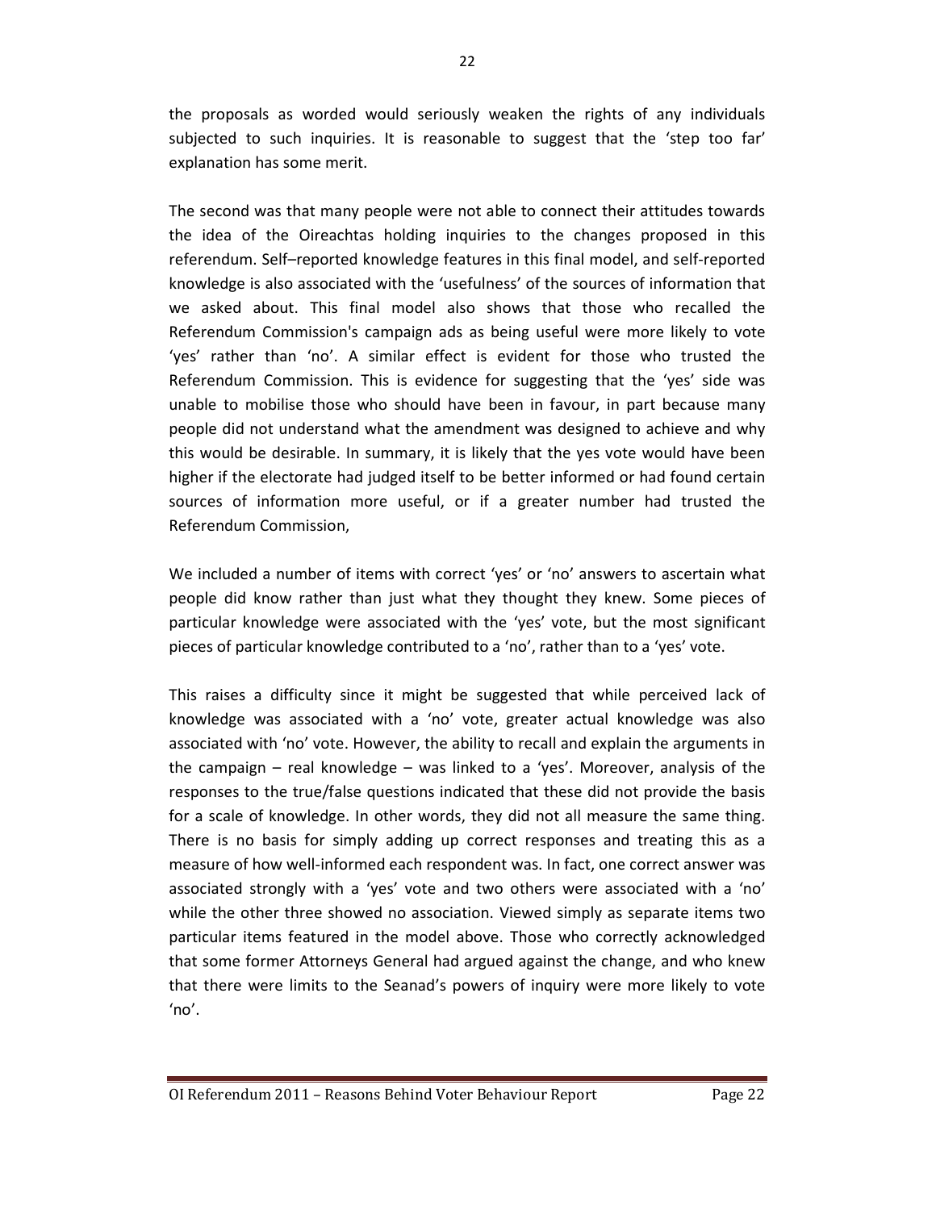the proposals as worded would seriously weaken the rights of any individuals subjected to such inquiries. It is reasonable to suggest that the 'step too far' explanation has some merit.

The second was that many people were not able to connect their attitudes towards the idea of the Oireachtas holding inquiries to the changes proposed in this referendum. Self–reported knowledge features in this final model, and self-reported knowledge is also associated with the 'usefulness' of the sources of information that we asked about. This final model also shows that those who recalled the Referendum Commission's campaign ads as being useful were more likely to vote 'yes' rather than 'no'. A similar effect is evident for those who trusted the Referendum Commission. This is evidence for suggesting that the 'yes' side was unable to mobilise those who should have been in favour, in part because many people did not understand what the amendment was designed to achieve and why this would be desirable. In summary, it is likely that the yes vote would have been higher if the electorate had judged itself to be better informed or had found certain sources of information more useful, or if a greater number had trusted the Referendum Commission,

We included a number of items with correct 'yes' or 'no' answers to ascertain what people did know rather than just what they thought they knew. Some pieces of particular knowledge were associated with the 'yes' vote, but the most significant pieces of particular knowledge contributed to a 'no', rather than to a 'yes' vote.

This raises a difficulty since it might be suggested that while perceived lack of knowledge was associated with a 'no' vote, greater actual knowledge was also associated with 'no' vote. However, the ability to recall and explain the arguments in the campaign – real knowledge – was linked to a 'yes'. Moreover, analysis of the responses to the true/false questions indicated that these did not provide the basis for a scale of knowledge. In other words, they did not all measure the same thing. There is no basis for simply adding up correct responses and treating this as a measure of how well-informed each respondent was. In fact, one correct answer was associated strongly with a 'yes' vote and two others were associated with a 'no' while the other three showed no association. Viewed simply as separate items two particular items featured in the model above. Those who correctly acknowledged that some former Attorneys General had argued against the change, and who knew that there were limits to the Seanad's powers of inquiry were more likely to vote 'no'.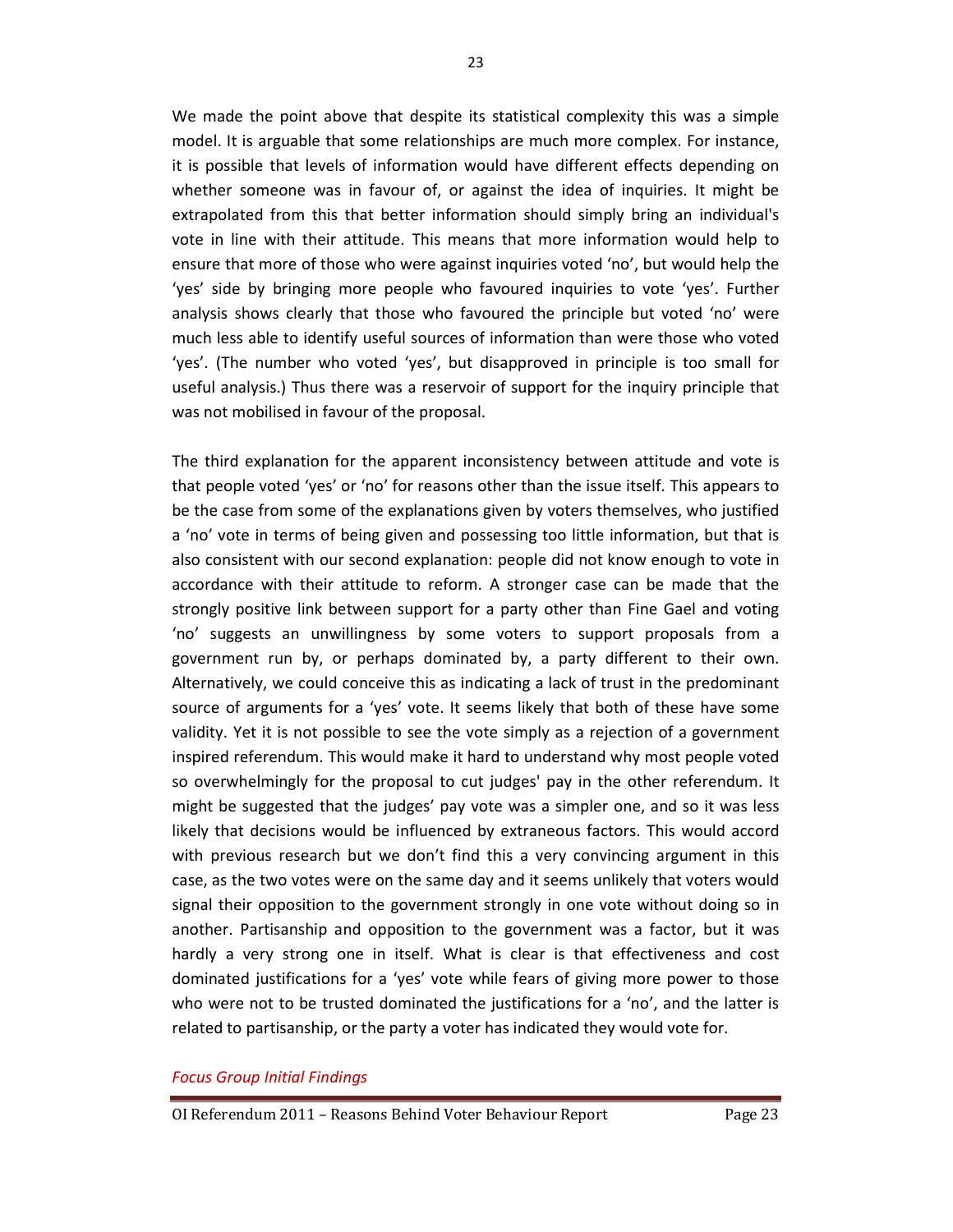We made the point above that despite its statistical complexity this was a simple model. It is arguable that some relationships are much more complex. For instance, it is possible that levels of information would have different effects depending on whether someone was in favour of, or against the idea of inquiries. It might be extrapolated from this that better information should simply bring an individual's vote in line with their attitude. This means that more information would help to ensure that more of those who were against inquiries voted 'no', but would help the 'yes' side by bringing more people who favoured inquiries to vote 'yes'. Further analysis shows clearly that those who favoured the principle but voted 'no' were much less able to identify useful sources of information than were those who voted 'yes'. (The number who voted 'yes', but disapproved in principle is too small for useful analysis.) Thus there was a reservoir of support for the inquiry principle that was not mobilised in favour of the proposal.

The third explanation for the apparent inconsistency between attitude and vote is that people voted 'yes' or 'no' for reasons other than the issue itself. This appears to be the case from some of the explanations given by voters themselves, who justified a 'no' vote in terms of being given and possessing too little information, but that is also consistent with our second explanation: people did not know enough to vote in accordance with their attitude to reform. A stronger case can be made that the strongly positive link between support for a party other than Fine Gael and voting 'no' suggests an unwillingness by some voters to support proposals from a government run by, or perhaps dominated by, a party different to their own. Alternatively, we could conceive this as indicating a lack of trust in the predominant source of arguments for a 'yes' vote. It seems likely that both of these have some validity. Yet it is not possible to see the vote simply as a rejection of a government inspired referendum. This would make it hard to understand why most people voted so overwhelmingly for the proposal to cut judges' pay in the other referendum. It might be suggested that the judges' pay vote was a simpler one, and so it was less likely that decisions would be influenced by extraneous factors. This would accord with previous research but we don't find this a very convincing argument in this case, as the two votes were on the same day and it seems unlikely that voters would signal their opposition to the government strongly in one vote without doing so in another. Partisanship and opposition to the government was a factor, but it was hardly a very strong one in itself. What is clear is that effectiveness and cost dominated justifications for a 'yes' vote while fears of giving more power to those who were not to be trusted dominated the justifications for a 'no', and the latter is related to partisanship, or the party a voter has indicated they would vote for.

### *Focus Group Initial Findings*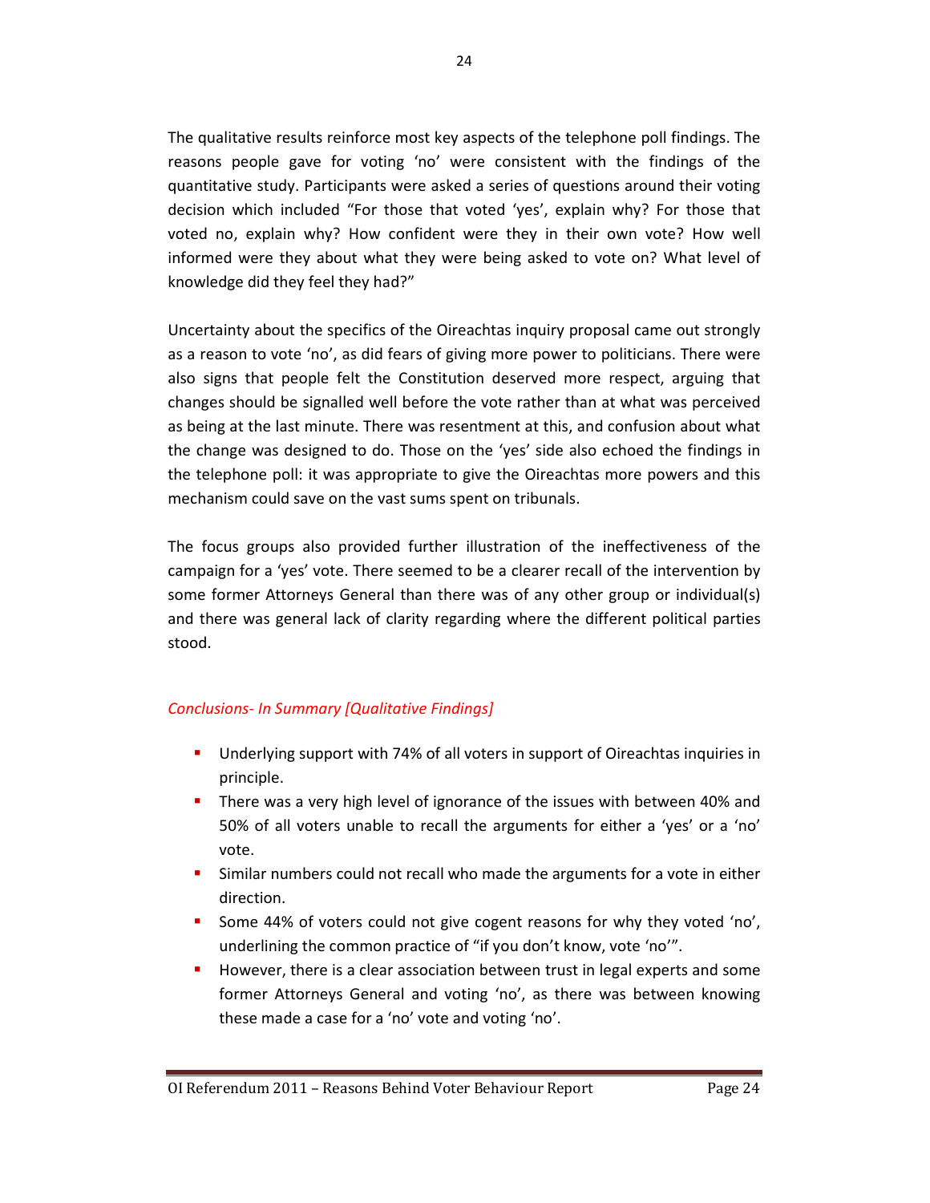The qualitative results reinforce most key aspects of the telephone poll findings. The reasons people gave for voting 'no' were consistent with the findings of the quantitative study. Participants were asked a series of questions around their voting decision which included "For those that voted 'yes', explain why? For those that voted no, explain why? How confident were they in their own vote? How well informed were they about what they were being asked to vote on? What level of knowledge did they feel they had?"

Uncertainty about the specifics of the Oireachtas inquiry proposal came out strongly as a reason to vote 'no', as did fears of giving more power to politicians. There were also signs that people felt the Constitution deserved more respect, arguing that changes should be signalled well before the vote rather than at what was perceived as being at the last minute. There was resentment at this, and confusion about what the change was designed to do. Those on the 'yes' side also echoed the findings in the telephone poll: it was appropriate to give the Oireachtas more powers and this mechanism could save on the vast sums spent on tribunals.

The focus groups also provided further illustration of the ineffectiveness of the campaign for a 'yes' vote. There seemed to be a clearer recall of the intervention by some former Attorneys General than there was of any other group or individual(s) and there was general lack of clarity regarding where the different political parties stood.

*Conclusions- In Summary [Qualitative Findings]*

- Underlying support with 74% of all voters in support of Oireachtas inquiries in principle.
- There was a very high level of ignorance of the issues with between 40% and 50% of all voters unable to recall the arguments for either a 'yes' or a 'no' vote.
- Similar numbers could not recall who made the arguments for a vote in either direction.
- Some 44% of voters could not give cogent reasons for why they voted 'no', underlining the common practice of "if you don't know, vote 'no'".
- However, there is a clear association between trust in legal experts and some former Attorneys General and voting 'no', as there was between knowing these made a case for a 'no' vote and voting 'no'.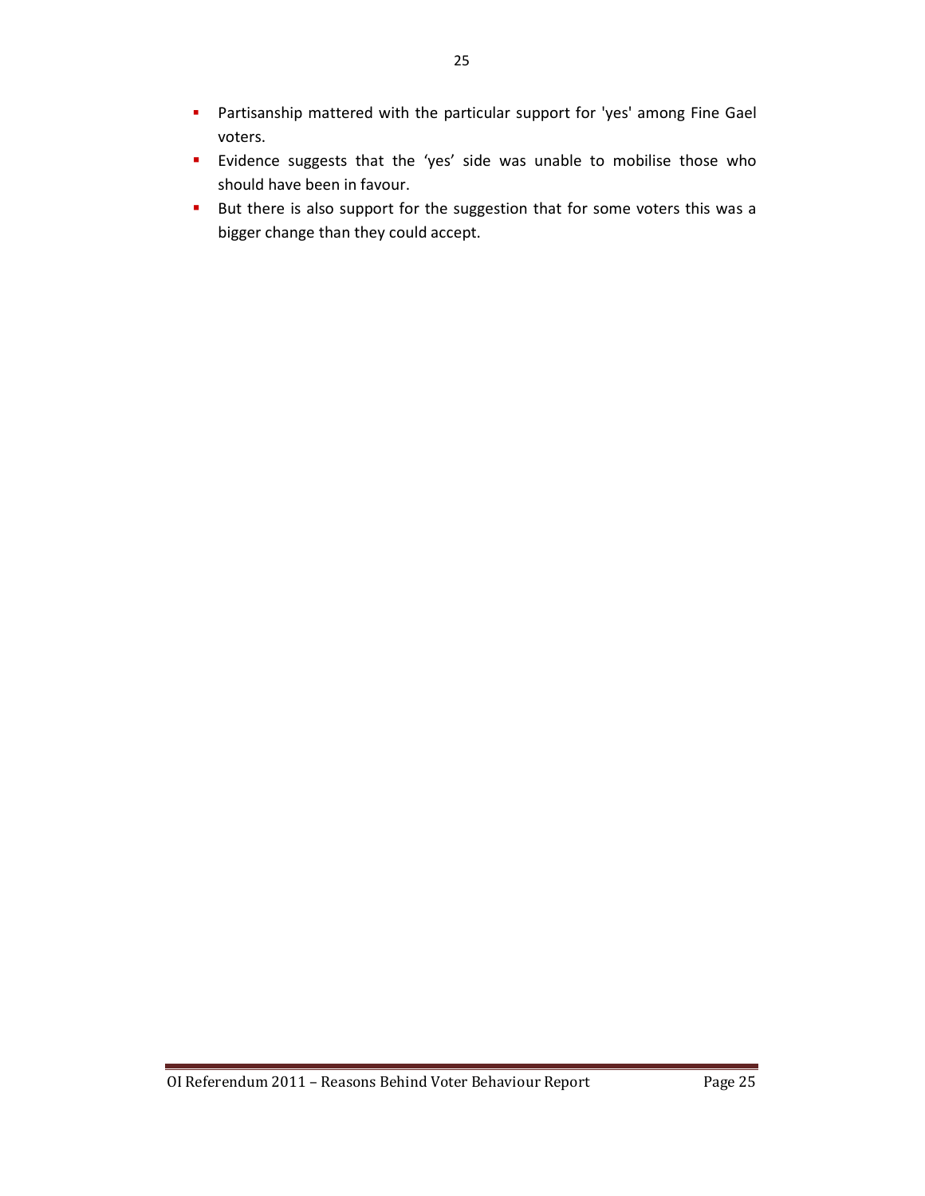- Partisanship mattered with the particular support for 'yes' among Fine Gael voters.
- Evidence suggests that the ‘yes’ side was unable to mobilise those who should have been in favour.
- But there is also support for the suggestion that for some voters this was a bigger change than they could accept.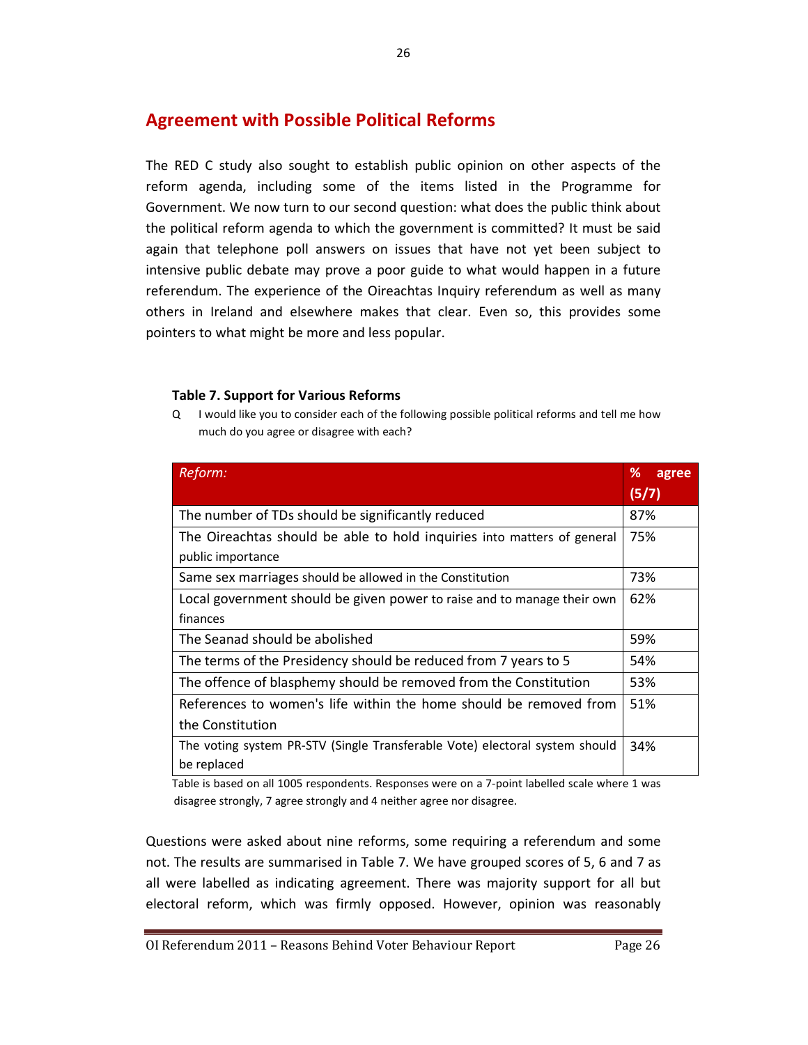## Agreement with Possible Political Reforms

The RED C study also sought to establish public opinion on other aspects of the reform agenda, including some of the items listed in the Programme for Government. We now turn to our second question: what does the public think about the political reform agenda to which the government is committed? It must be said again that telephone poll answers on issues that have not yet been subject to intensive public debate may prove a poor guide to what would happen in a future referendum. The experience of the Oireachtas Inquiry referendum as well as many others in Ireland and elsewhere makes that clear. Even so, this provides some pointers to what might be more and less popular.

**Table 7. Support for Various Reforms**

Q I would like you to consider each of the following possible political reforms and tell me how much do you agree or disagree with each?

| *Reform:* | % agree (5/7) |
|---|---|
| The number of TDs should be significantly reduced | 87% |
| The Oireachtas should be able to hold inquiries into matters of general public importance | 75% |
| Same sex marriages should be allowed in the Constitution | 73% |
| Local government should be given power to raise and to manage their own finances | 62% |
| The Seanad should be abolished | 59% |
| The terms of the Presidency should be reduced from 7 years to 5 | 54% |
| The offence of blasphemy should be removed from the Constitution | 53% |
| References to women's life within the home should be removed from the Constitution | 51% |
| The voting system PR-STV (Single Transferable Vote) electoral system should be replaced | 34% |

Table is based on all 1005 respondents. Responses were on a 7-point labelled scale where 1 was disagree strongly, 7 agree strongly and 4 neither agree nor disagree.

Questions were asked about nine reforms, some requiring a referendum and some not. The results are summarised in Table 7. We have grouped scores of 5, 6 and 7 as all were labelled as indicating agreement. There was majority support for all but electoral reform, which was firmly opposed. However, opinion was reasonably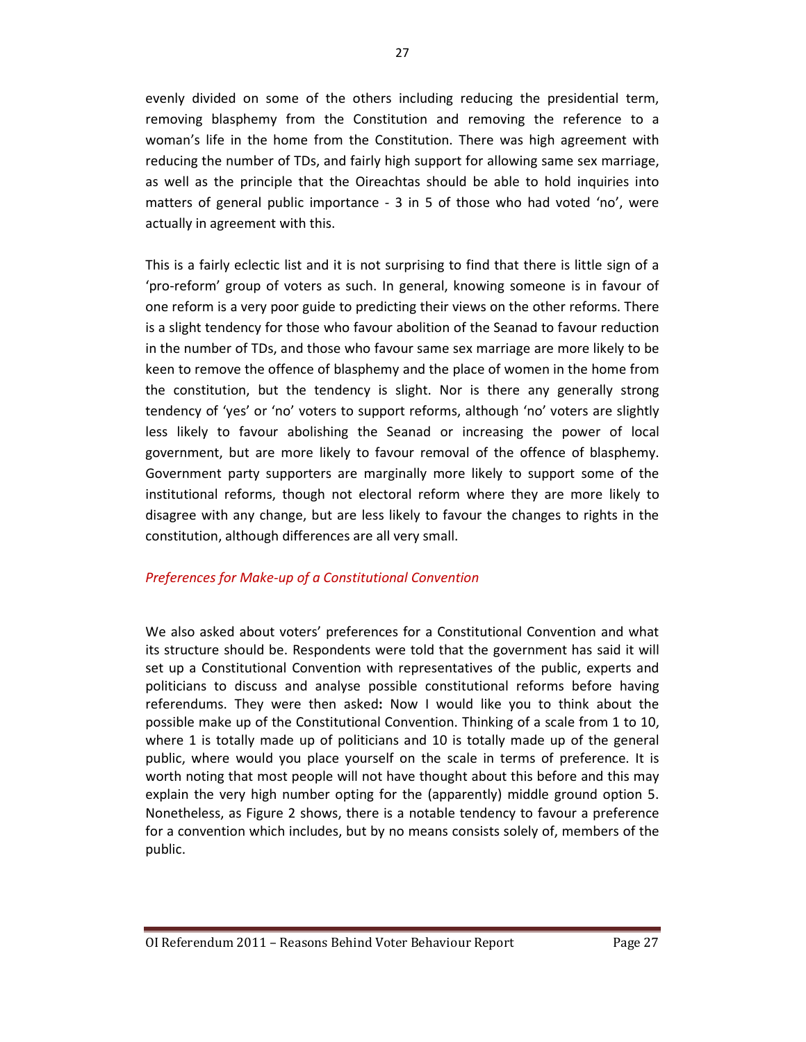evenly divided on some of the others including reducing the presidential term, removing blasphemy from the Constitution and removing the reference to a woman's life in the home from the Constitution. There was high agreement with reducing the number of TDs, and fairly high support for allowing same sex marriage, as well as the principle that the Oireachtas should be able to hold inquiries into matters of general public importance - 3 in 5 of those who had voted 'no', were actually in agreement with this.

This is a fairly eclectic list and it is not surprising to find that there is little sign of a 'pro-reform' group of voters as such. In general, knowing someone is in favour of one reform is a very poor guide to predicting their views on the other reforms. There is a slight tendency for those who favour abolition of the Seanad to favour reduction in the number of TDs, and those who favour same sex marriage are more likely to be keen to remove the offence of blasphemy and the place of women in the home from the constitution, but the tendency is slight. Nor is there any generally strong tendency of 'yes' or 'no' voters to support reforms, although 'no' voters are slightly less likely to favour abolishing the Seanad or increasing the power of local government, but are more likely to favour removal of the offence of blasphemy. Government party supporters are marginally more likely to support some of the institutional reforms, though not electoral reform where they are more likely to disagree with any change, but are less likely to favour the changes to rights in the constitution, although differences are all very small.

### *Preferences for Make-up of a Constitutional Convention*

We also asked about voters' preferences for a Constitutional Convention and what its structure should be. Respondents were told that the government has said it will set up a Constitutional Convention with representatives of the public, experts and politicians to discuss and analyse possible constitutional reforms before having referendums. They were then asked**:** Now I would like you to think about the possible make up of the Constitutional Convention. Thinking of a scale from 1 to 10, where 1 is totally made up of politicians and 10 is totally made up of the general public, where would you place yourself on the scale in terms of preference. It is worth noting that most people will not have thought about this before and this may explain the very high number opting for the (apparently) middle ground option 5. Nonetheless, as Figure 2 shows, there is a notable tendency to favour a preference for a convention which includes, but by no means consists solely of, members of the public.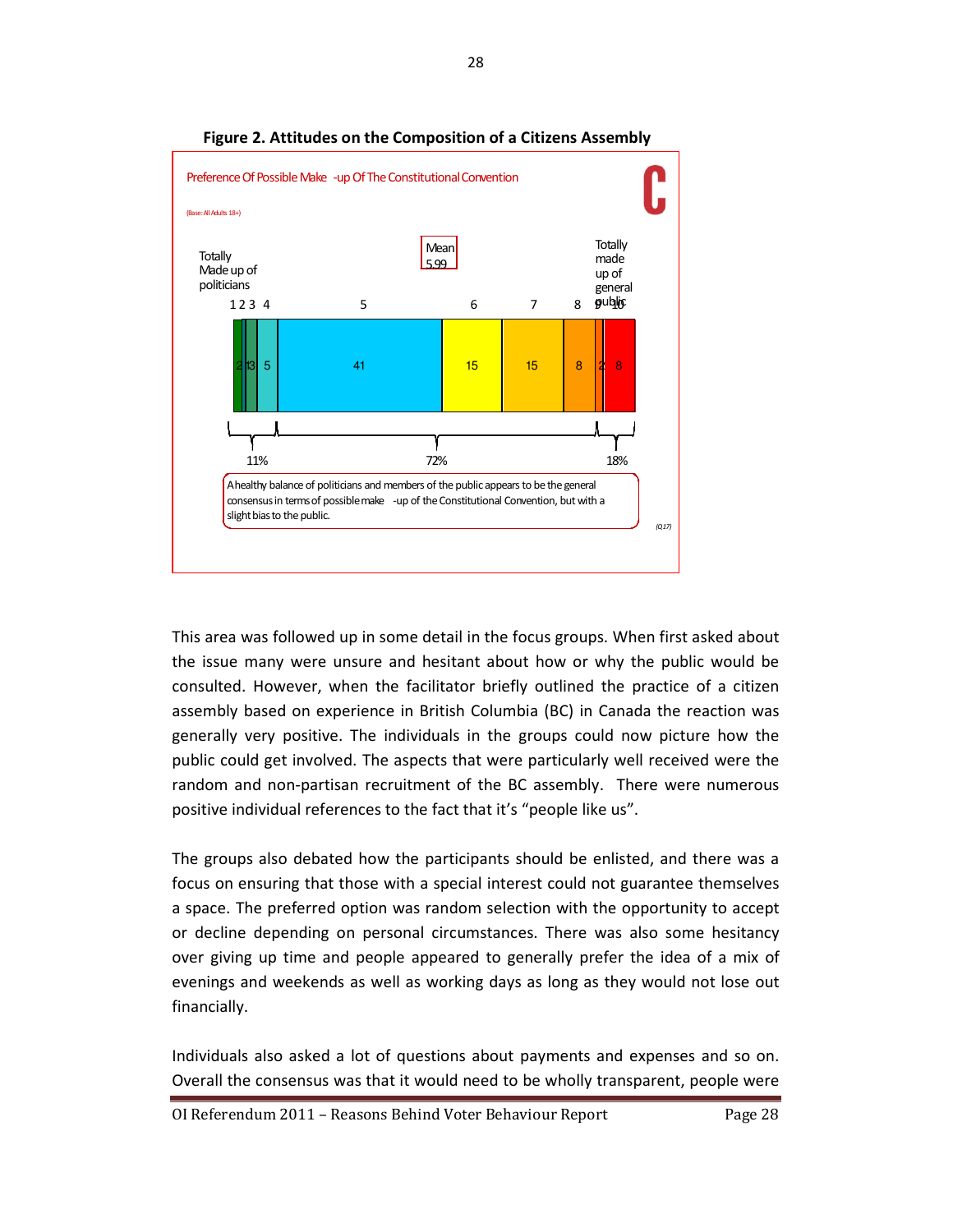**Figure 2. Attitudes on the Composition of a Citizens Assembly**

Preference Of Possible Make -up Of The Constitutional Convention

(Base: All Adults 18+)

| Totally Made up of politicians | | | | | | | | | Totally made up of general public |
|---|---|---|---|---|---|---|---|---|---|
| 1 | 2 | 3 | 4 | 5 | 6 | 7 | 8 | 9 | 10 |
| 2 | 1 | 3 | 5 | 41 | 15 | 15 | 8 | 2 | 8 |

Mean 5.99

1–4: 11% | 5–8: 72% | 9–10: 18%

A healthy balance of politicians and members of the public appears to be the general consensus in terms of possible make -up of the Constitutional Convention, but with a slight bias to the public.

(Q17)

This area was followed up in some detail in the focus groups. When first asked about the issue many were unsure and hesitant about how or why the public would be consulted. However, when the facilitator briefly outlined the practice of a citizen assembly based on experience in British Columbia (BC) in Canada the reaction was generally very positive. The individuals in the groups could now picture how the public could get involved. The aspects that were particularly well received were the random and non-partisan recruitment of the BC assembly. There were numerous positive individual references to the fact that it's "people like us".

The groups also debated how the participants should be enlisted, and there was a focus on ensuring that those with a special interest could not guarantee themselves a space. The preferred option was random selection with the opportunity to accept or decline depending on personal circumstances. There was also some hesitancy over giving up time and people appeared to generally prefer the idea of a mix of evenings and weekends as well as working days as long as they would not lose out financially.

Individuals also asked a lot of questions about payments and expenses and so on. Overall the consensus was that it would need to be wholly transparent, people were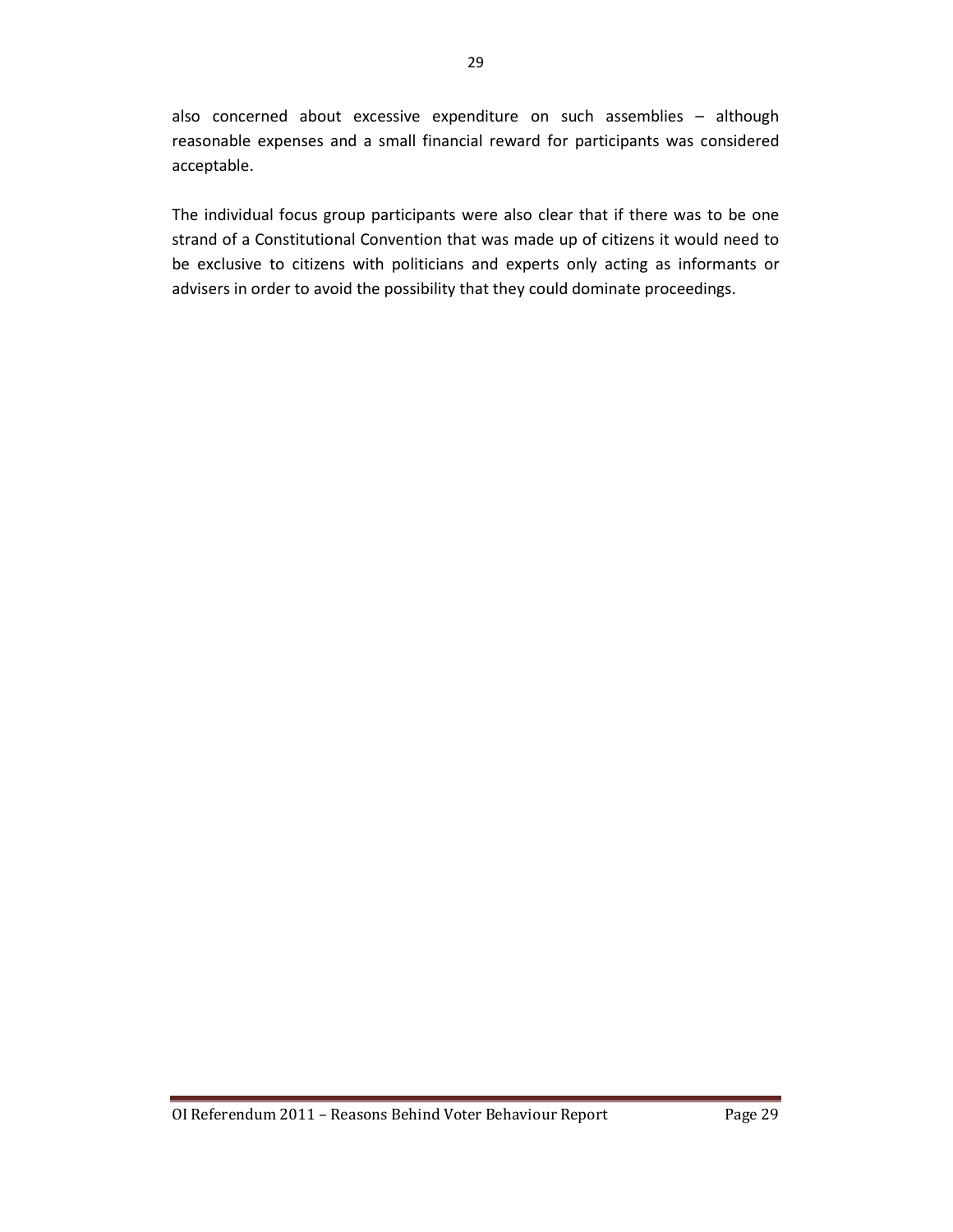also concerned about excessive expenditure on such assemblies – although reasonable expenses and a small financial reward for participants was considered acceptable.

The individual focus group participants were also clear that if there was to be one strand of a Constitutional Convention that was made up of citizens it would need to be exclusive to citizens with politicians and experts only acting as informants or advisers in order to avoid the possibility that they could dominate proceedings.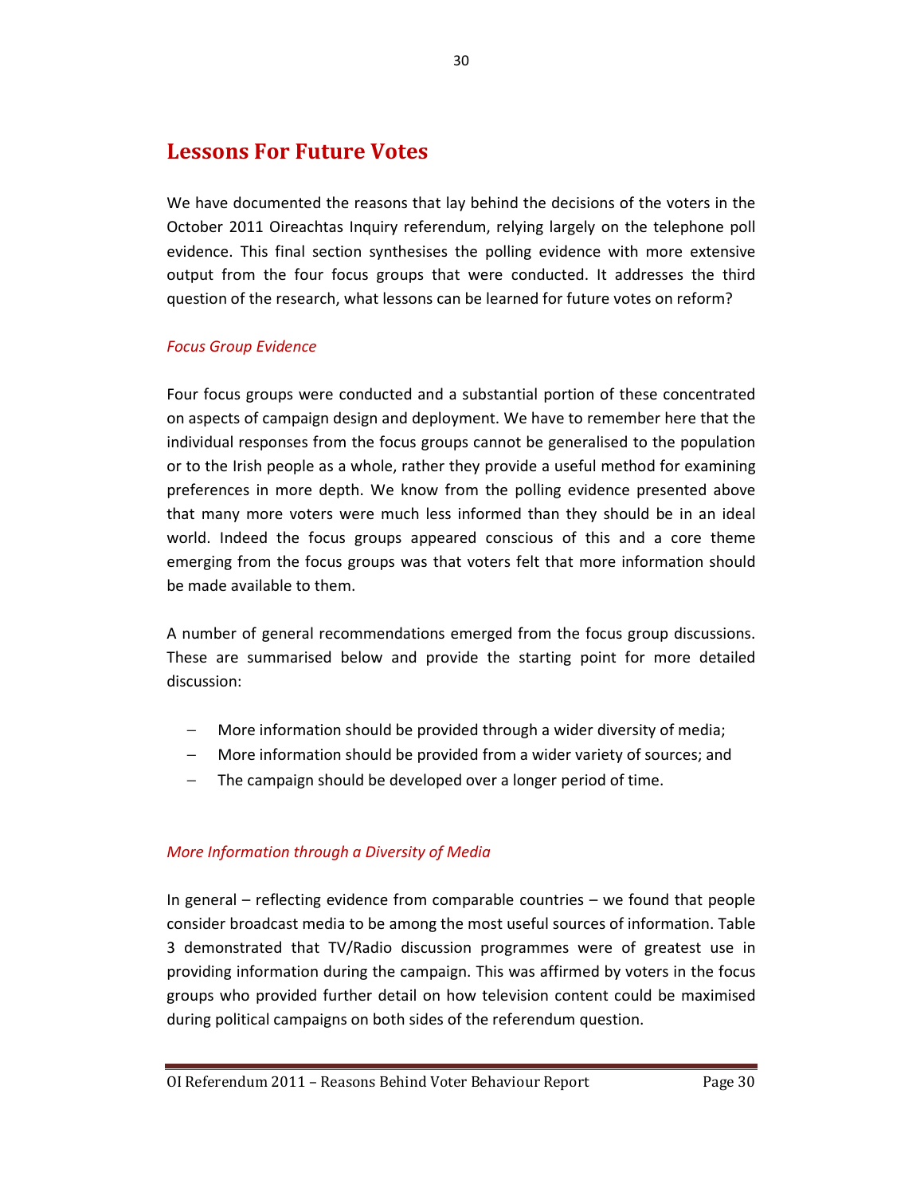## Lessons For Future Votes

We have documented the reasons that lay behind the decisions of the voters in the October 2011 Oireachtas Inquiry referendum, relying largely on the telephone poll evidence. This final section synthesises the polling evidence with more extensive output from the four focus groups that were conducted. It addresses the third question of the research, what lessons can be learned for future votes on reform?

### *Focus Group Evidence*

Four focus groups were conducted and a substantial portion of these concentrated on aspects of campaign design and deployment. We have to remember here that the individual responses from the focus groups cannot be generalised to the population or to the Irish people as a whole, rather they provide a useful method for examining preferences in more depth. We know from the polling evidence presented above that many more voters were much less informed than they should be in an ideal world. Indeed the focus groups appeared conscious of this and a core theme emerging from the focus groups was that voters felt that more information should be made available to them.

A number of general recommendations emerged from the focus group discussions. These are summarised below and provide the starting point for more detailed discussion:

- More information should be provided through a wider diversity of media;
- More information should be provided from a wider variety of sources; and
- The campaign should be developed over a longer period of time.

### *More Information through a Diversity of Media*

In general – reflecting evidence from comparable countries – we found that people consider broadcast media to be among the most useful sources of information. Table 3 demonstrated that TV/Radio discussion programmes were of greatest use in providing information during the campaign. This was affirmed by voters in the focus groups who provided further detail on how television content could be maximised during political campaigns on both sides of the referendum question.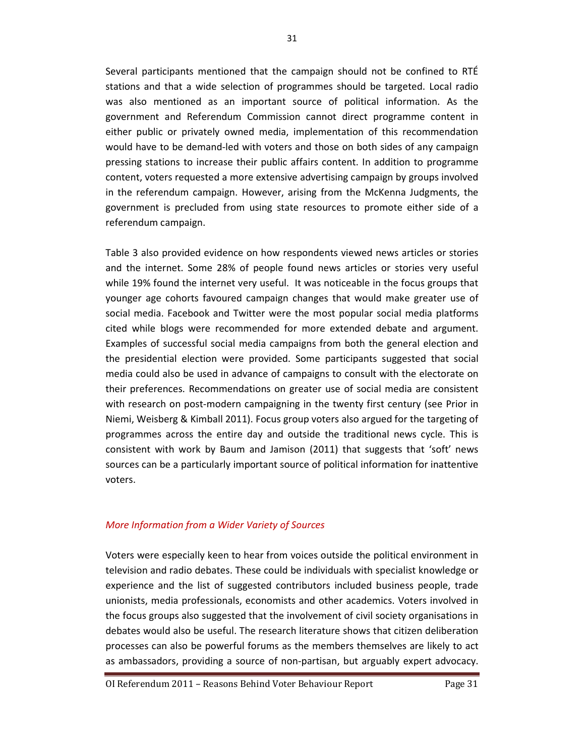Several participants mentioned that the campaign should not be confined to RTÉ stations and that a wide selection of programmes should be targeted. Local radio was also mentioned as an important source of political information. As the government and Referendum Commission cannot direct programme content in either public or privately owned media, implementation of this recommendation would have to be demand-led with voters and those on both sides of any campaign pressing stations to increase their public affairs content. In addition to programme content, voters requested a more extensive advertising campaign by groups involved in the referendum campaign. However, arising from the McKenna Judgments, the government is precluded from using state resources to promote either side of a referendum campaign.

Table 3 also provided evidence on how respondents viewed news articles or stories and the internet. Some 28% of people found news articles or stories very useful while 19% found the internet very useful. It was noticeable in the focus groups that younger age cohorts favoured campaign changes that would make greater use of social media. Facebook and Twitter were the most popular social media platforms cited while blogs were recommended for more extended debate and argument. Examples of successful social media campaigns from both the general election and the presidential election were provided. Some participants suggested that social media could also be used in advance of campaigns to consult with the electorate on their preferences. Recommendations on greater use of social media are consistent with research on post-modern campaigning in the twenty first century (see Prior in Niemi, Weisberg & Kimball 2011). Focus group voters also argued for the targeting of programmes across the entire day and outside the traditional news cycle. This is consistent with work by Baum and Jamison (2011) that suggests that 'soft' news sources can be a particularly important source of political information for inattentive voters.

### *More Information from a Wider Variety of Sources*

Voters were especially keen to hear from voices outside the political environment in television and radio debates. These could be individuals with specialist knowledge or experience and the list of suggested contributors included business people, trade unionists, media professionals, economists and other academics. Voters involved in the focus groups also suggested that the involvement of civil society organisations in debates would also be useful. The research literature shows that citizen deliberation processes can also be powerful forums as the members themselves are likely to act as ambassadors, providing a source of non-partisan, but arguably expert advocacy.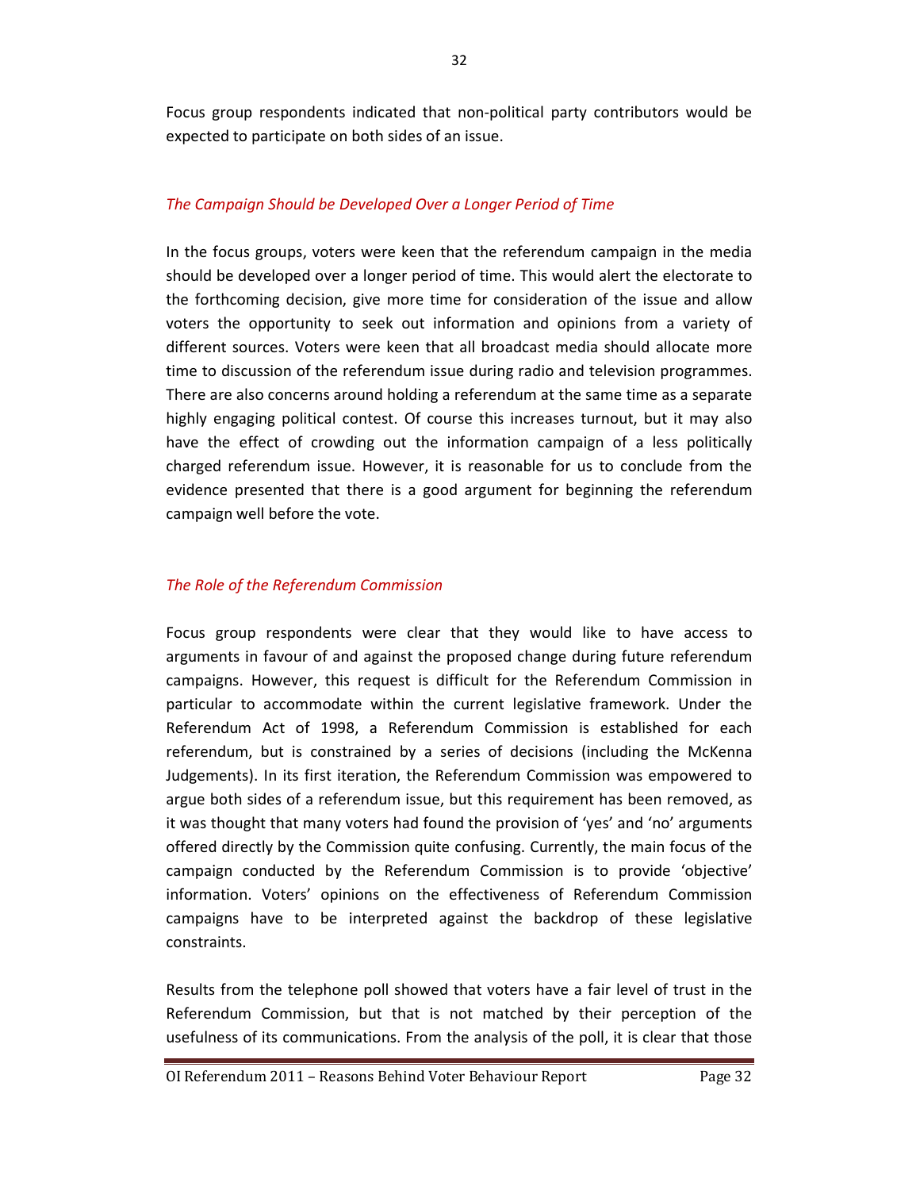Focus group respondents indicated that non-political party contributors would be expected to participate on both sides of an issue.

### *The Campaign Should be Developed Over a Longer Period of Time*

In the focus groups, voters were keen that the referendum campaign in the media should be developed over a longer period of time. This would alert the electorate to the forthcoming decision, give more time for consideration of the issue and allow voters the opportunity to seek out information and opinions from a variety of different sources. Voters were keen that all broadcast media should allocate more time to discussion of the referendum issue during radio and television programmes. There are also concerns around holding a referendum at the same time as a separate highly engaging political contest. Of course this increases turnout, but it may also have the effect of crowding out the information campaign of a less politically charged referendum issue. However, it is reasonable for us to conclude from the evidence presented that there is a good argument for beginning the referendum campaign well before the vote.

### *The Role of the Referendum Commission*

Focus group respondents were clear that they would like to have access to arguments in favour of and against the proposed change during future referendum campaigns. However, this request is difficult for the Referendum Commission in particular to accommodate within the current legislative framework. Under the Referendum Act of 1998, a Referendum Commission is established for each referendum, but is constrained by a series of decisions (including the McKenna Judgements). In its first iteration, the Referendum Commission was empowered to argue both sides of a referendum issue, but this requirement has been removed, as it was thought that many voters had found the provision of 'yes' and 'no' arguments offered directly by the Commission quite confusing. Currently, the main focus of the campaign conducted by the Referendum Commission is to provide 'objective' information. Voters' opinions on the effectiveness of Referendum Commission campaigns have to be interpreted against the backdrop of these legislative constraints.

Results from the telephone poll showed that voters have a fair level of trust in the Referendum Commission, but that is not matched by their perception of the usefulness of its communications. From the analysis of the poll, it is clear that those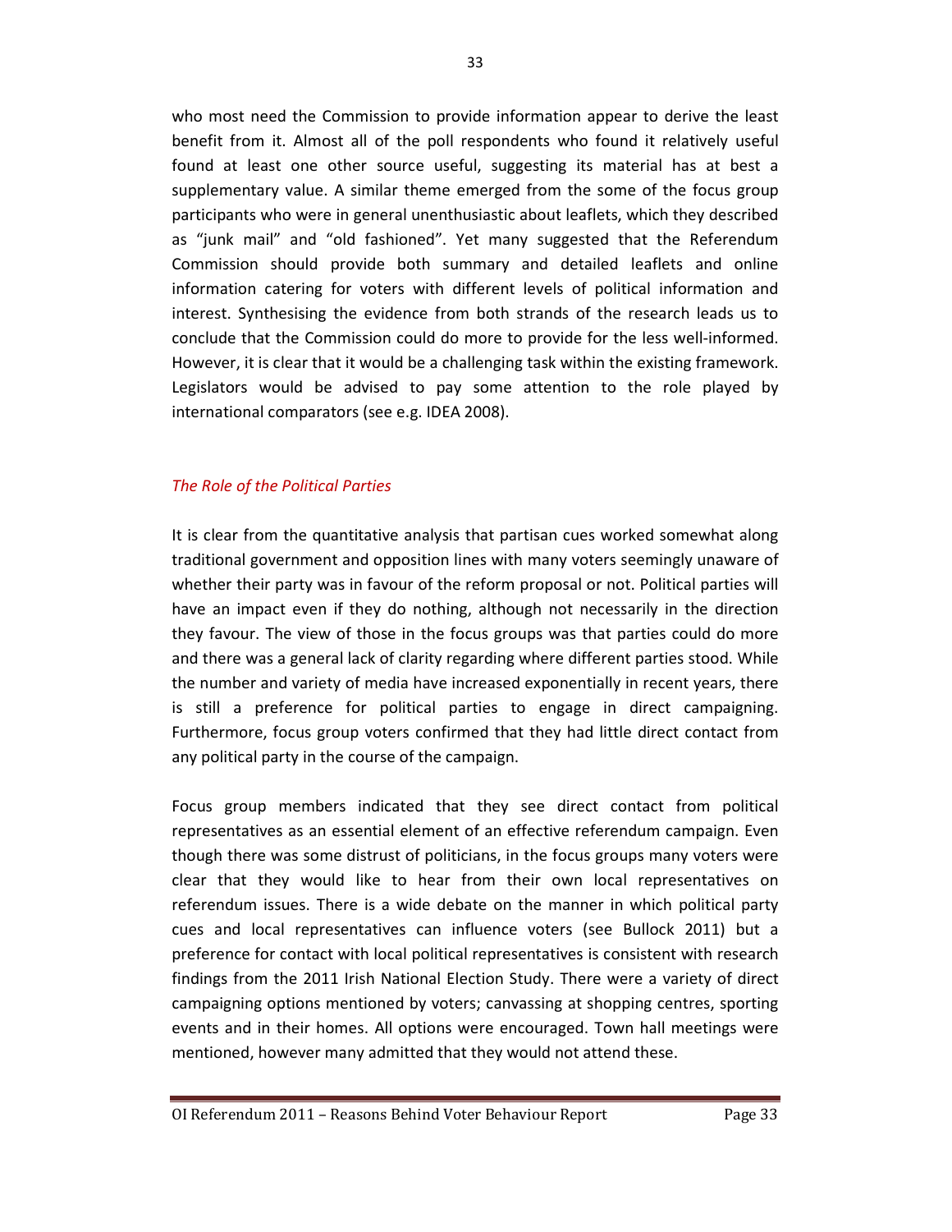who most need the Commission to provide information appear to derive the least benefit from it. Almost all of the poll respondents who found it relatively useful found at least one other source useful, suggesting its material has at best a supplementary value. A similar theme emerged from the some of the focus group participants who were in general unenthusiastic about leaflets, which they described as "junk mail" and "old fashioned". Yet many suggested that the Referendum Commission should provide both summary and detailed leaflets and online information catering for voters with different levels of political information and interest. Synthesising the evidence from both strands of the research leads us to conclude that the Commission could do more to provide for the less well-informed. However, it is clear that it would be a challenging task within the existing framework. Legislators would be advised to pay some attention to the role played by international comparators (see e.g. IDEA 2008).

### *The Role of the Political Parties*

It is clear from the quantitative analysis that partisan cues worked somewhat along traditional government and opposition lines with many voters seemingly unaware of whether their party was in favour of the reform proposal or not. Political parties will have an impact even if they do nothing, although not necessarily in the direction they favour. The view of those in the focus groups was that parties could do more and there was a general lack of clarity regarding where different parties stood. While the number and variety of media have increased exponentially in recent years, there is still a preference for political parties to engage in direct campaigning. Furthermore, focus group voters confirmed that they had little direct contact from any political party in the course of the campaign.

Focus group members indicated that they see direct contact from political representatives as an essential element of an effective referendum campaign. Even though there was some distrust of politicians, in the focus groups many voters were clear that they would like to hear from their own local representatives on referendum issues. There is a wide debate on the manner in which political party cues and local representatives can influence voters (see Bullock 2011) but a preference for contact with local political representatives is consistent with research findings from the 2011 Irish National Election Study. There were a variety of direct campaigning options mentioned by voters; canvassing at shopping centres, sporting events and in their homes. All options were encouraged. Town hall meetings were mentioned, however many admitted that they would not attend these.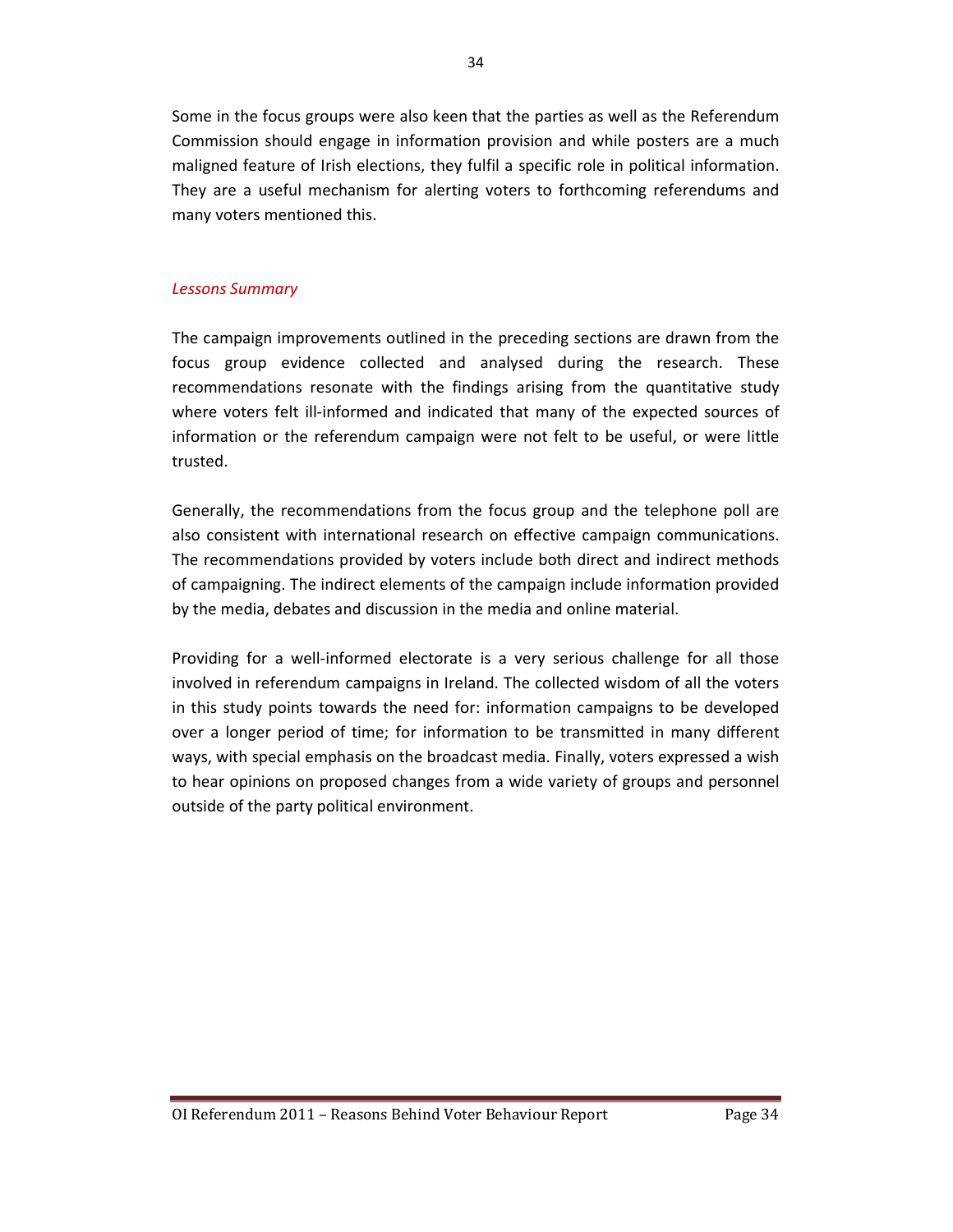Some in the focus groups were also keen that the parties as well as the Referendum Commission should engage in information provision and while posters are a much maligned feature of Irish elections, they fulfil a specific role in political information. They are a useful mechanism for alerting voters to forthcoming referendums and many voters mentioned this.

### *Lessons Summary*

The campaign improvements outlined in the preceding sections are drawn from the focus group evidence collected and analysed during the research. These recommendations resonate with the findings arising from the quantitative study where voters felt ill-informed and indicated that many of the expected sources of information or the referendum campaign were not felt to be useful, or were little trusted.

Generally, the recommendations from the focus group and the telephone poll are also consistent with international research on effective campaign communications. The recommendations provided by voters include both direct and indirect methods of campaigning. The indirect elements of the campaign include information provided by the media, debates and discussion in the media and online material.

Providing for a well-informed electorate is a very serious challenge for all those involved in referendum campaigns in Ireland. The collected wisdom of all the voters in this study points towards the need for: information campaigns to be developed over a longer period of time; for information to be transmitted in many different ways, with special emphasis on the broadcast media. Finally, voters expressed a wish to hear opinions on proposed changes from a wide variety of groups and personnel outside of the party political environment.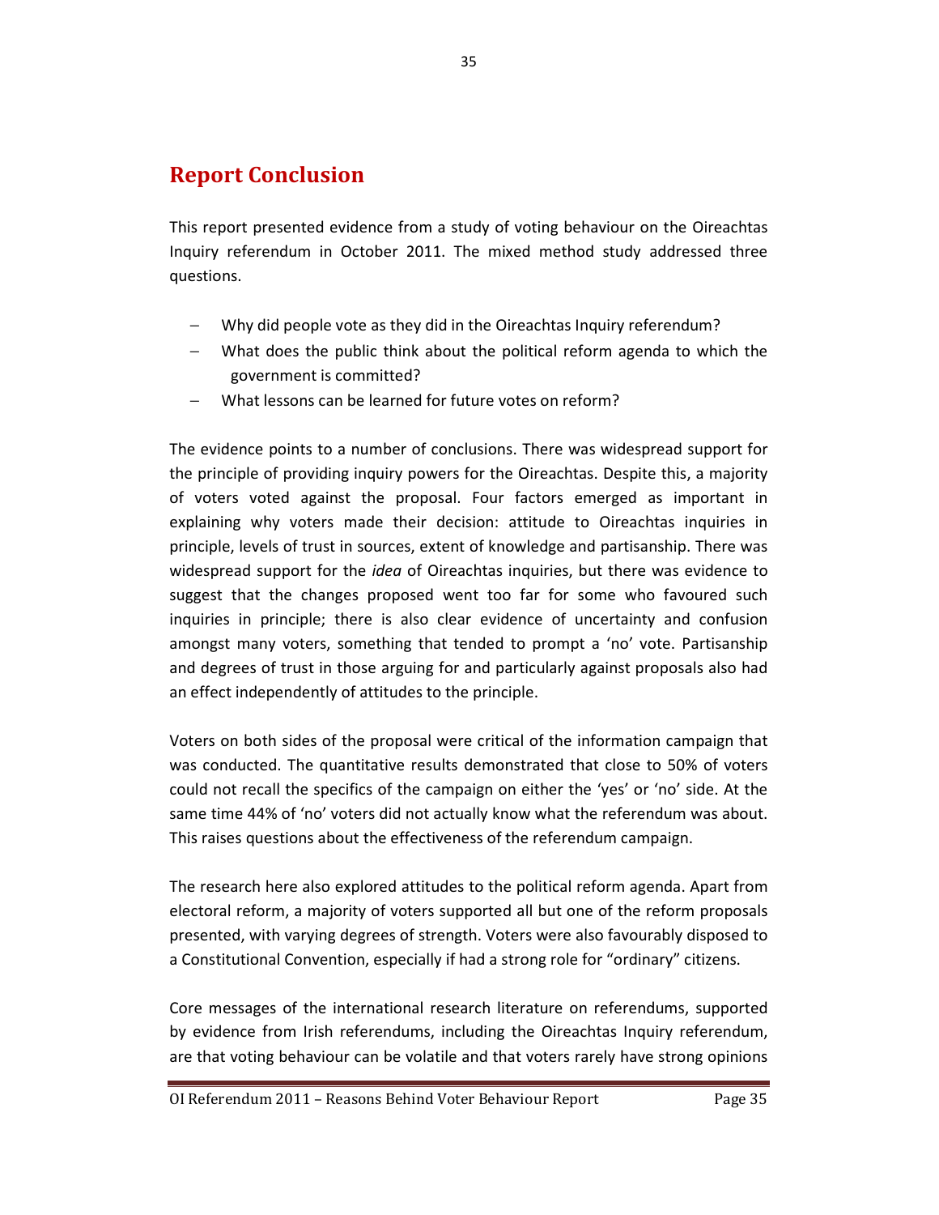## Report Conclusion

This report presented evidence from a study of voting behaviour on the Oireachtas Inquiry referendum in October 2011. The mixed method study addressed three questions.

- Why did people vote as they did in the Oireachtas Inquiry referendum?
- What does the public think about the political reform agenda to which the government is committed?
- What lessons can be learned for future votes on reform?

The evidence points to a number of conclusions. There was widespread support for the principle of providing inquiry powers for the Oireachtas. Despite this, a majority of voters voted against the proposal. Four factors emerged as important in explaining why voters made their decision: attitude to Oireachtas inquiries in principle, levels of trust in sources, extent of knowledge and partisanship. There was widespread support for the *idea* of Oireachtas inquiries, but there was evidence to suggest that the changes proposed went too far for some who favoured such inquiries in principle; there is also clear evidence of uncertainty and confusion amongst many voters, something that tended to prompt a 'no' vote. Partisanship and degrees of trust in those arguing for and particularly against proposals also had an effect independently of attitudes to the principle.

Voters on both sides of the proposal were critical of the information campaign that was conducted. The quantitative results demonstrated that close to 50% of voters could not recall the specifics of the campaign on either the 'yes' or 'no' side. At the same time 44% of 'no' voters did not actually know what the referendum was about. This raises questions about the effectiveness of the referendum campaign.

The research here also explored attitudes to the political reform agenda. Apart from electoral reform, a majority of voters supported all but one of the reform proposals presented, with varying degrees of strength. Voters were also favourably disposed to a Constitutional Convention, especially if had a strong role for "ordinary" citizens.

Core messages of the international research literature on referendums, supported by evidence from Irish referendums, including the Oireachtas Inquiry referendum, are that voting behaviour can be volatile and that voters rarely have strong opinions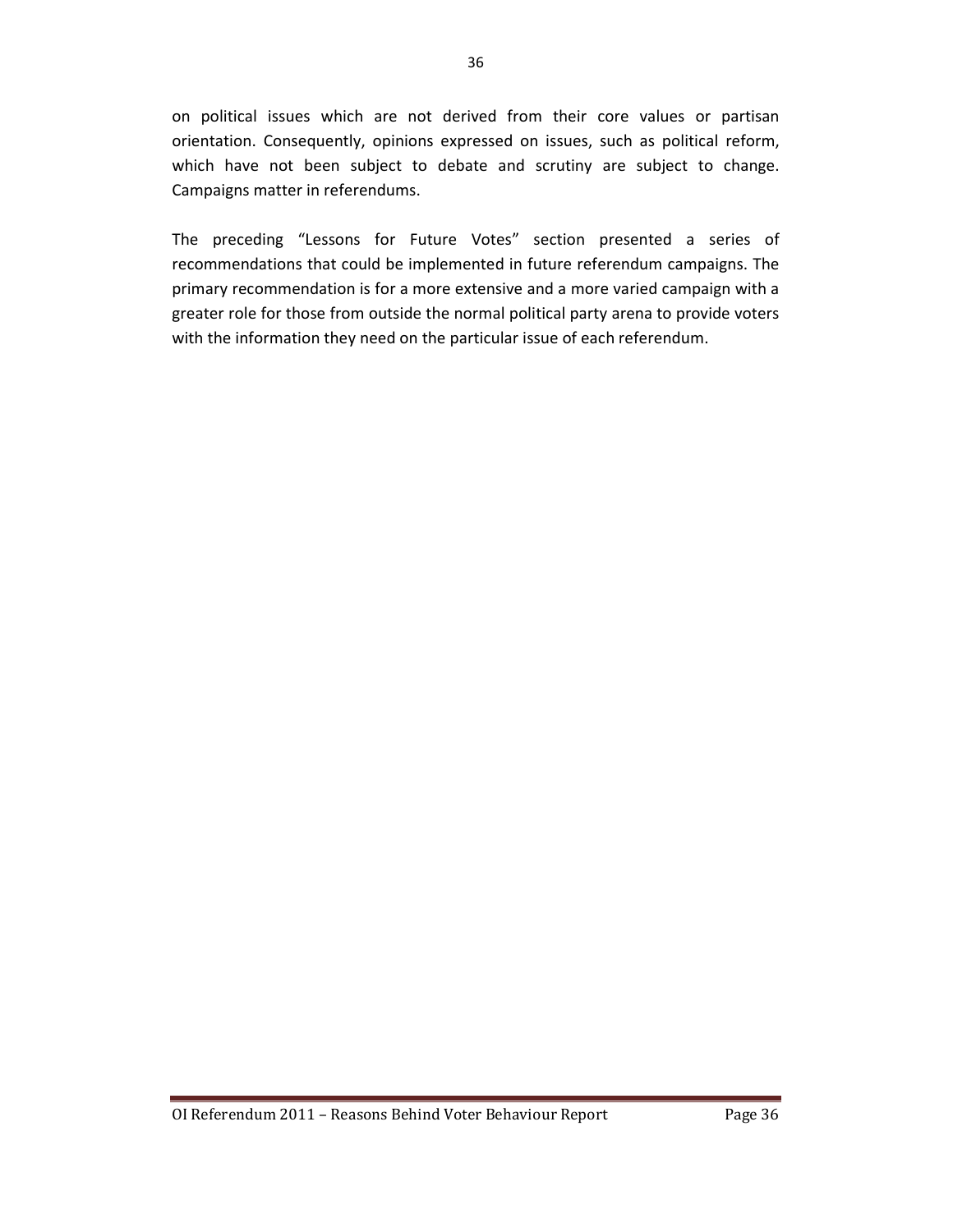on political issues which are not derived from their core values or partisan orientation. Consequently, opinions expressed on issues, such as political reform, which have not been subject to debate and scrutiny are subject to change. Campaigns matter in referendums.

The preceding "Lessons for Future Votes" section presented a series of recommendations that could be implemented in future referendum campaigns. The primary recommendation is for a more extensive and a more varied campaign with a greater role for those from outside the normal political party arena to provide voters with the information they need on the particular issue of each referendum.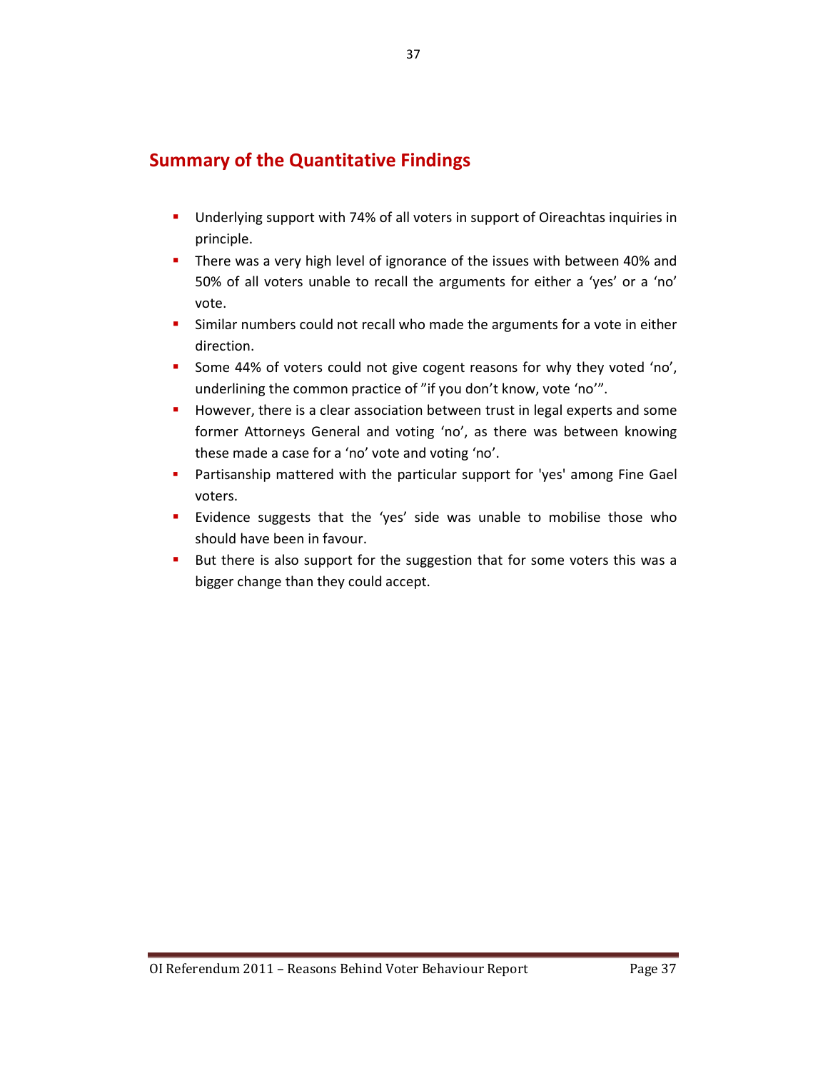## Summary of the Quantitative Findings

- Underlying support with 74% of all voters in support of Oireachtas inquiries in principle.
- There was a very high level of ignorance of the issues with between 40% and 50% of all voters unable to recall the arguments for either a 'yes' or a 'no' vote.
- Similar numbers could not recall who made the arguments for a vote in either direction.
- Some 44% of voters could not give cogent reasons for why they voted 'no', underlining the common practice of "if you don't know, vote 'no'".
- However, there is a clear association between trust in legal experts and some former Attorneys General and voting 'no', as there was between knowing these made a case for a 'no' vote and voting 'no'.
- Partisanship mattered with the particular support for 'yes' among Fine Gael voters.
- Evidence suggests that the 'yes' side was unable to mobilise those who should have been in favour.
- But there is also support for the suggestion that for some voters this was a bigger change than they could accept.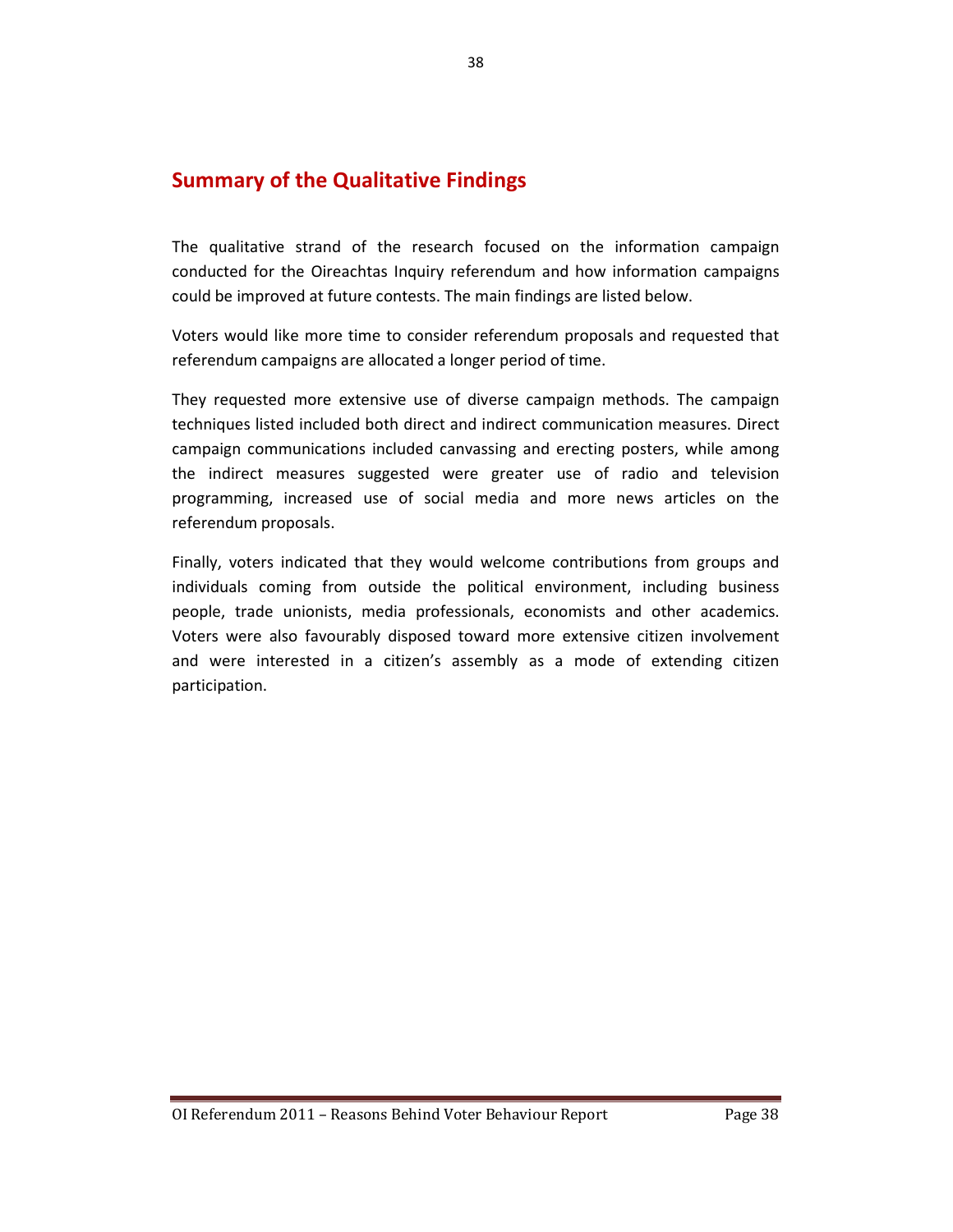## Summary of the Qualitative Findings

The qualitative strand of the research focused on the information campaign conducted for the Oireachtas Inquiry referendum and how information campaigns could be improved at future contests. The main findings are listed below.

Voters would like more time to consider referendum proposals and requested that referendum campaigns are allocated a longer period of time.

They requested more extensive use of diverse campaign methods. The campaign techniques listed included both direct and indirect communication measures. Direct campaign communications included canvassing and erecting posters, while among the indirect measures suggested were greater use of radio and television programming, increased use of social media and more news articles on the referendum proposals.

Finally, voters indicated that they would welcome contributions from groups and individuals coming from outside the political environment, including business people, trade unionists, media professionals, economists and other academics. Voters were also favourably disposed toward more extensive citizen involvement and were interested in a citizen's assembly as a mode of extending citizen participation.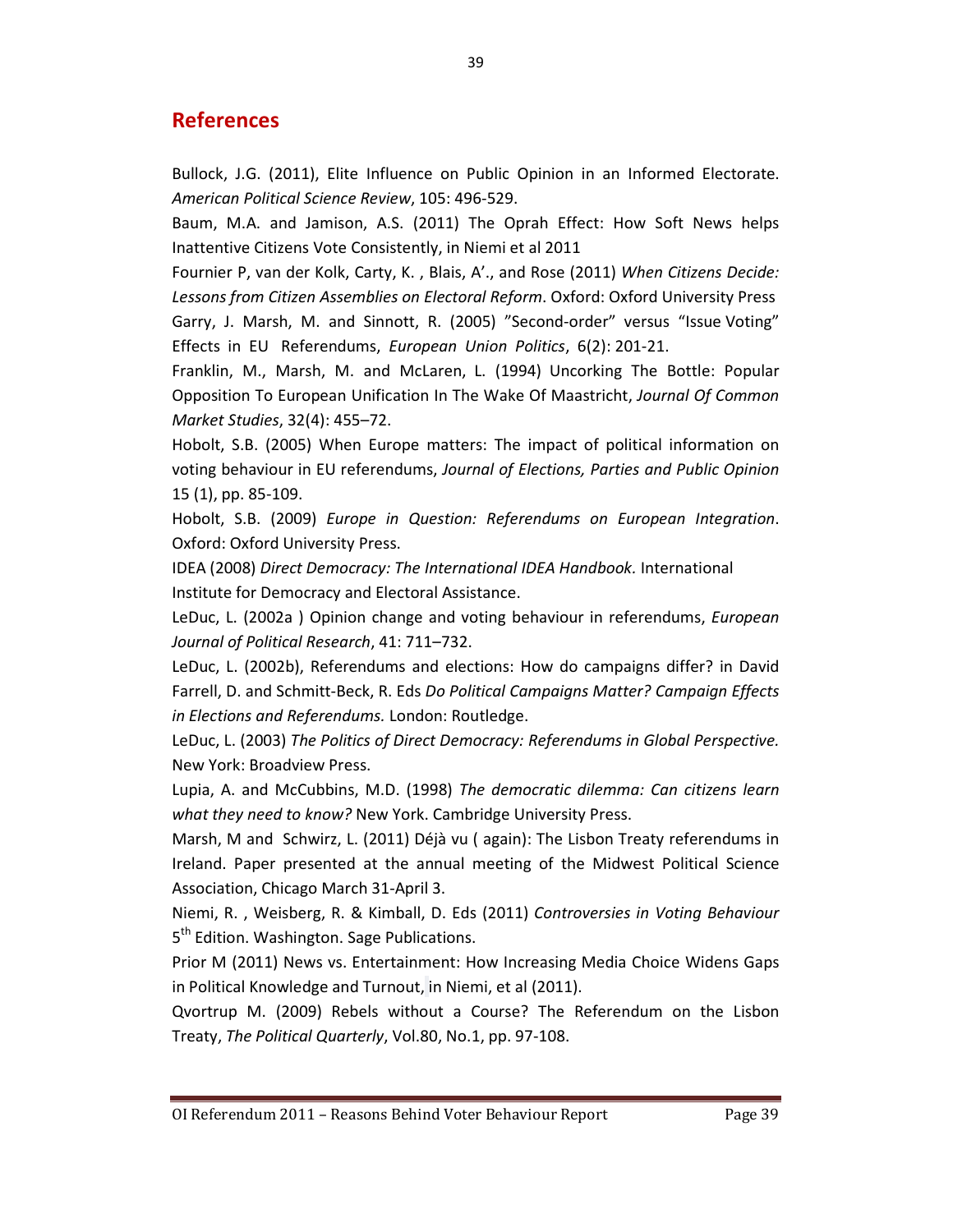## References

Bullock, J.G. (2011), Elite Influence on Public Opinion in an Informed Electorate. *American Political Science Review*, 105: 496-529.

Baum, M.A. and Jamison, A.S. (2011) The Oprah Effect: How Soft News helps Inattentive Citizens Vote Consistently, in Niemi et al 2011

Fournier P, van der Kolk, Carty, K. , Blais, A'., and Rose (2011) *When Citizens Decide: Lessons from Citizen Assemblies on Electoral Reform*. Oxford: Oxford University Press

Garry, J. Marsh, M. and Sinnott, R. (2005) "Second-order" versus "Issue Voting" Effects in EU Referendums, *European Union Politics*, 6(2): 201-21.

Franklin, M., Marsh, M. and McLaren, L. (1994) Uncorking The Bottle: Popular Opposition To European Unification In The Wake Of Maastricht, *Journal Of Common Market Studies*, 32(4): 455–72.

Hobolt, S.B. (2005) When Europe matters: The impact of political information on voting behaviour in EU referendums, *Journal of Elections, Parties and Public Opinion* 15 (1), pp. 85-109.

Hobolt, S.B. (2009) *Europe in Question: Referendums on European Integration*. Oxford: Oxford University Press.

IDEA (2008) *Direct Democracy: The International IDEA Handbook.* International Institute for Democracy and Electoral Assistance.

LeDuc, L. (2002a ) Opinion change and voting behaviour in referendums, *European Journal of Political Research*, 41: 711–732.

LeDuc, L. (2002b), Referendums and elections: How do campaigns differ? in David Farrell, D. and Schmitt-Beck, R. Eds *Do Political Campaigns Matter? Campaign Effects in Elections and Referendums.* London: Routledge.

LeDuc, L. (2003) *The Politics of Direct Democracy: Referendums in Global Perspective.* New York: Broadview Press.

Lupia, A. and McCubbins, M.D. (1998) *The democratic dilemma: Can citizens learn what they need to know?* New York. Cambridge University Press.

Marsh, M and Schwirz, L. (2011) Déjà vu ( again): The Lisbon Treaty referendums in Ireland. Paper presented at the annual meeting of the Midwest Political Science Association, Chicago March 31-April 3.

Niemi, R. , Weisberg, R. & Kimball, D. Eds (2011) *Controversies in Voting Behaviour* 5th Edition. Washington. Sage Publications.

Prior M (2011) News vs. Entertainment: How Increasing Media Choice Widens Gaps in Political Knowledge and Turnout, in Niemi, et al (2011).

Qvortrup M. (2009) Rebels without a Course? The Referendum on the Lisbon Treaty, *The Political Quarterly*, Vol.80, No.1, pp. 97-108.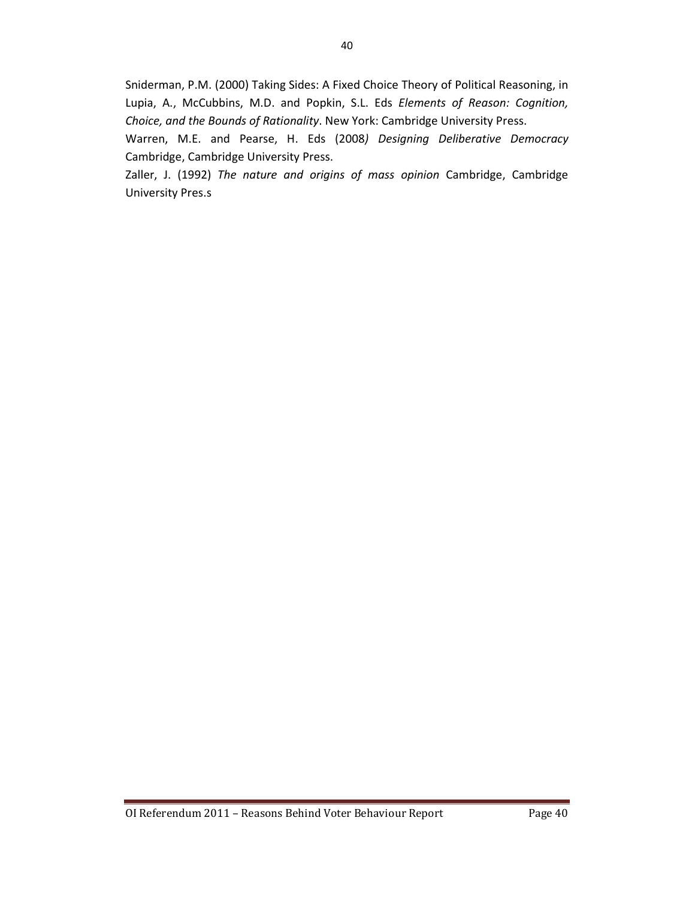Sniderman, P.M. (2000) Taking Sides: A Fixed Choice Theory of Political Reasoning, in Lupia, A., McCubbins, M.D. and Popkin, S.L. Eds *Elements of Reason: Cognition, Choice, and the Bounds of Rationality*. New York: Cambridge University Press.

Warren, M.E. and Pearse, H. Eds (2008*) Designing Deliberative Democracy* Cambridge, Cambridge University Press.

Zaller, J. (1992) *The nature and origins of mass opinion* Cambridge, Cambridge University Pres.s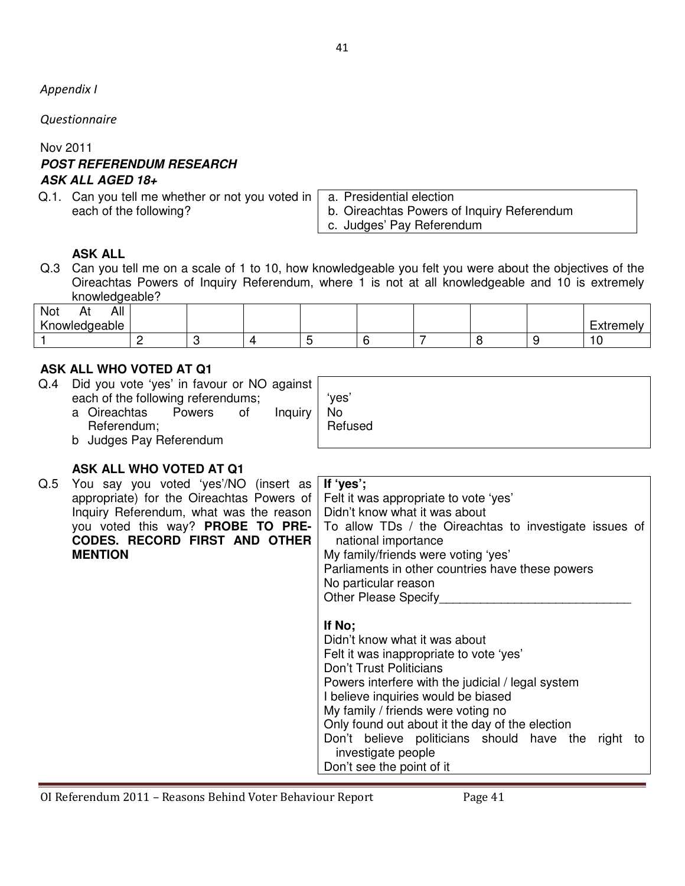*Appendix I*

*Questionnaire*

Nov 2011

***POST REFERENDUM RESEARCH***

***ASK ALL AGED 18+***

Q.1. Can you tell me whether or not you voted in each of the following?

- a. Presidential election
- b. Oireachtas Powers of Inquiry Referendum
- c. Judges' Pay Referendum

**ASK ALL**

Q.3 Can you tell me on a scale of 1 to 10, how knowledgeable you felt you were about the objectives of the Oireachtas Powers of Inquiry Referendum, where 1 is not at all knowledgeable and 10 is extremely knowledgeable?

| Not At All Knowledgeable | | | | | | | | | Extremely |
|---|---|---|---|---|---|---|---|---|---|
| 1 | 2 | 3 | 4 | 5 | 6 | 7 | 8 | 9 | 10 |

**ASK ALL WHO VOTED AT Q1**

Q.4 Did you vote 'yes' in favour or NO against each of the following referendums;
- a Oireachtas Powers of Inquiry Referendum;
- b Judges Pay Referendum

'yes'
No
Refused

**ASK ALL WHO VOTED AT Q1**

Q.5 You say you voted 'yes'/NO (insert as appropriate) for the Oireachtas Powers of Inquiry Referendum, what was the reason you voted this way? **PROBE TO PRE-CODES. RECORD FIRST AND OTHER MENTION**

**If 'yes';**
Felt it was appropriate to vote 'yes'
Didn't know what it was about
To allow TDs / the Oireachtas to investigate issues of national importance
My family/friends were voting 'yes'
Parliaments in other countries have these powers
No particular reason
Other Please Specify____________________________

**If No;**
Didn't know what it was about
Felt it was inappropriate to vote 'yes'
Don't Trust Politicians
Powers interfere with the judicial / legal system
I believe inquiries would be biased
My family / friends were voting no
Only found out about it the day of the election
Don't believe politicians should have the right to investigate people
Don't see the point of it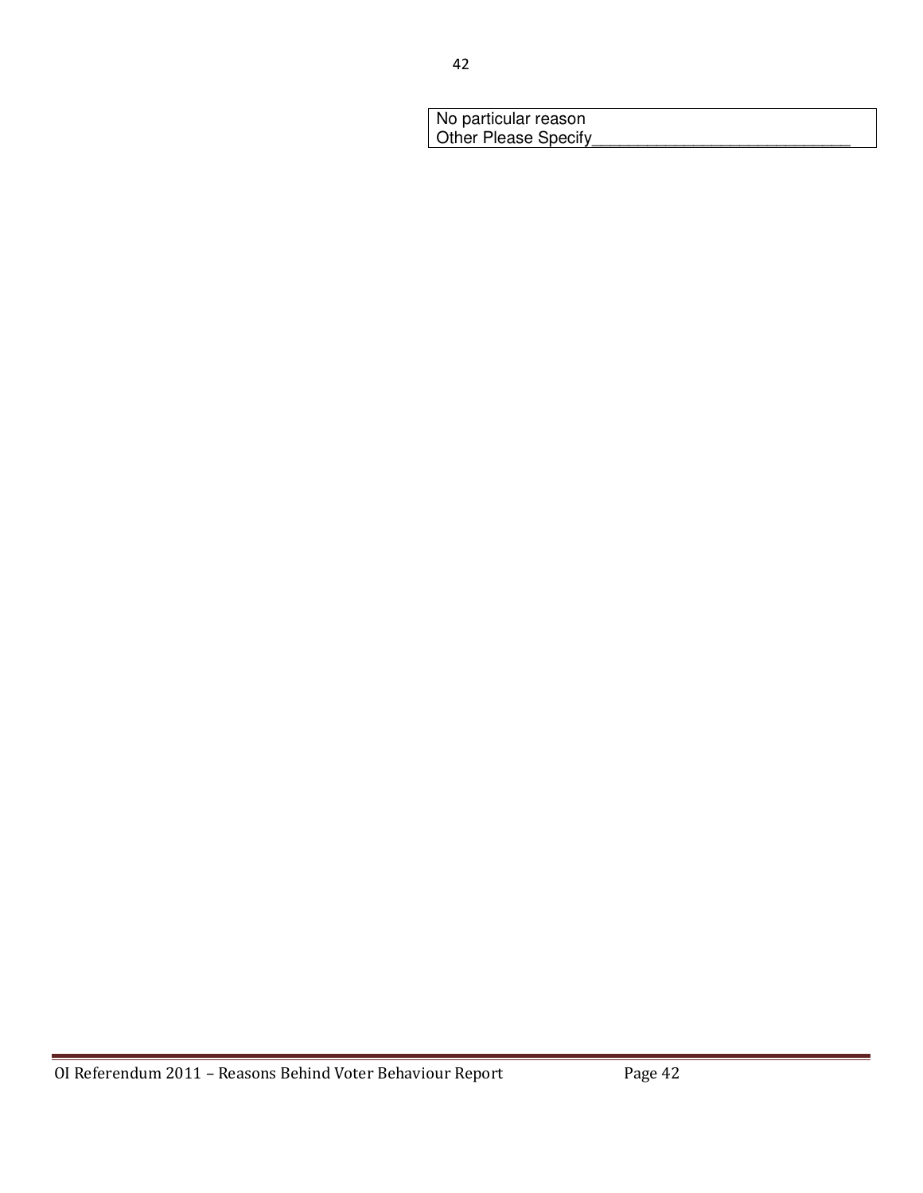| No particular reason |
| --- |
| Other Please Specify__________________________ |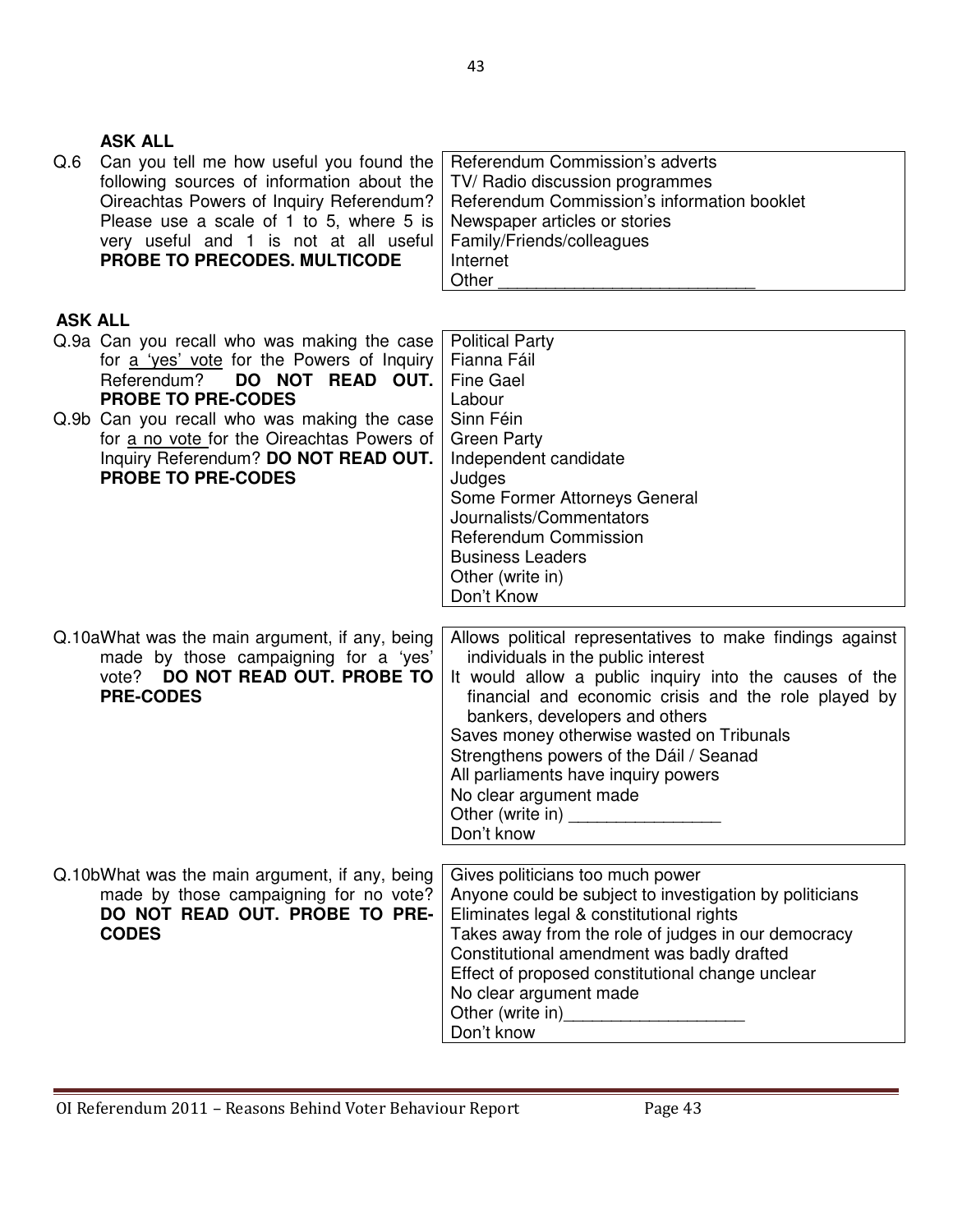**ASK ALL**

| Q.6 Can you tell me how useful you found the following sources of information about the Oireachtas Powers of Inquiry Referendum? Please use a scale of 1 to 5, where 5 is very useful and 1 is not at all useful **PROBE TO PRECODES. MULTICODE** | Referendum Commission's adverts<br>TV/ Radio discussion programmes<br>Referendum Commission's information booklet<br>Newspaper articles or stories<br>Family/Friends/colleagues<br>Internet<br>Other ___________________________ |
|---|---|

**ASK ALL**

| Q.9a Can you recall who was making the case for <u>a 'yes' vote</u> for the Powers of Inquiry Referendum? **DO NOT READ OUT. PROBE TO PRE-CODES**<br>Q.9b Can you recall who was making the case for <u>a no vote</u> for the Oireachtas Powers of Inquiry Referendum? **DO NOT READ OUT. PROBE TO PRE-CODES** | Political Party<br>Fianna Fáil<br>Fine Gael<br>Labour<br>Sinn Féin<br>Green Party<br>Independent candidate<br>Judges<br>Some Former Attorneys General<br>Journalists/Commentators<br>Referendum Commission<br>Business Leaders<br>Other (write in)<br>Don't Know |
|---|---|

| Q.10a What was the main argument, if any, being made by those campaigning for a 'yes' vote? **DO NOT READ OUT. PROBE TO PRE-CODES** | Allows political representatives to make findings against individuals in the public interest<br>It would allow a public inquiry into the causes of the financial and economic crisis and the role played by bankers, developers and others<br>Saves money otherwise wasted on Tribunals<br>Strengthens powers of the Dáil / Seanad<br>All parliaments have inquiry powers<br>No clear argument made<br>Other (write in) ________________<br>Don't know |
|---|---|

| Q.10b What was the main argument, if any, being made by those campaigning for no vote? **DO NOT READ OUT. PROBE TO PRE-CODES** | Gives politicians too much power<br>Anyone could be subject to investigation by politicians<br>Eliminates legal & constitutional rights<br>Takes away from the role of judges in our democracy<br>Constitutional amendment was badly drafted<br>Effect of proposed constitutional change unclear<br>No clear argument made<br>Other (write in)___________________<br>Don't know |
|---|---|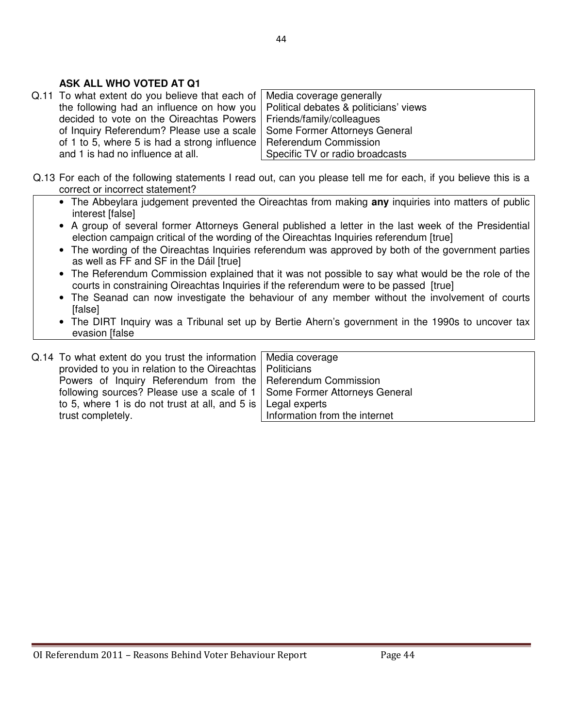**ASK ALL WHO VOTED AT Q1**

| Q.11 To what extent do you believe that each of the following had an influence on how you decided to vote on the Oireachtas Powers of Inquiry Referendum? Please use a scale of 1 to 5, where 5 is had a strong influence and 1 is had no influence at all. | |
|---|---|
| | Media coverage generally |
| | Political debates & politicians' views |
| | Friends/family/colleagues |
| | Some Former Attorneys General |
| | Referendum Commission |
| | Specific TV or radio broadcasts |

Q.13 For each of the following statements I read out, can you please tell me for each, if you believe this is a correct or incorrect statement?

- The Abbeylara judgement prevented the Oireachtas from making **any** inquiries into matters of public interest [false]
- A group of several former Attorneys General published a letter in the last week of the Presidential election campaign critical of the wording of the Oireachtas Inquiries referendum [true]
- The wording of the Oireachtas Inquiries referendum was approved by both of the government parties as well as FF and SF in the Dáil [true]
- The Referendum Commission explained that it was not possible to say what would be the role of the courts in constraining Oireachtas Inquiries if the referendum were to be passed [true]
- The Seanad can now investigate the behaviour of any member without the involvement of courts [false]
- The DIRT Inquiry was a Tribunal set up by Bertie Ahern's government in the 1990s to uncover tax evasion [false

| Q.14 To what extent do you trust the information provided to you in relation to the Oireachtas Powers of Inquiry Referendum from the following sources? Please use a scale of 1 to 5, where 1 is do not trust at all, and 5 is trust completely. | |
|---|---|
| | Media coverage |
| | Politicians |
| | Referendum Commission |
| | Some Former Attorneys General |
| | Legal experts |
| | Information from the internet |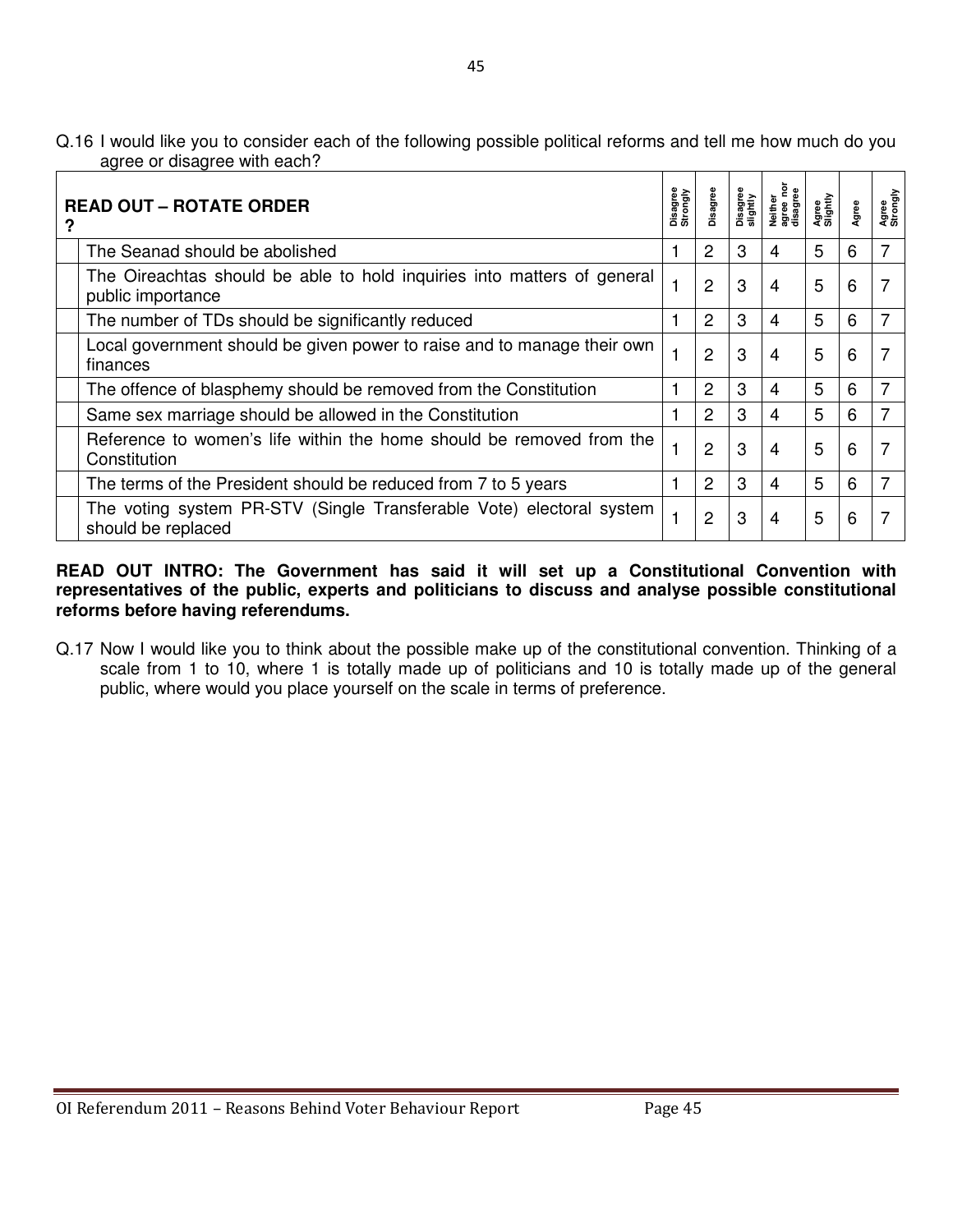Q.16 I would like you to consider each of the following possible political reforms and tell me how much do you agree or disagree with each?

| | READ OUT – ROTATE ORDER | Disagree Strongly | Disagree | Disagree slightly | Neither agree nor disagree | Agree Slightly | Agree | Agree Strongly |
|---|---|---|---|---|---|---|---|---|
| ? | | | | | | | | |
| | The Seanad should be abolished | 1 | 2 | 3 | 4 | 5 | 6 | 7 |
| | The Oireachtas should be able to hold inquiries into matters of general public importance | 1 | 2 | 3 | 4 | 5 | 6 | 7 |
| | The number of TDs should be significantly reduced | 1 | 2 | 3 | 4 | 5 | 6 | 7 |
| | Local government should be given power to raise and to manage their own finances | 1 | 2 | 3 | 4 | 5 | 6 | 7 |
| | The offence of blasphemy should be removed from the Constitution | 1 | 2 | 3 | 4 | 5 | 6 | 7 |
| | Same sex marriage should be allowed in the Constitution | 1 | 2 | 3 | 4 | 5 | 6 | 7 |
| | Reference to women's life within the home should be removed from the Constitution | 1 | 2 | 3 | 4 | 5 | 6 | 7 |
| | The terms of the President should be reduced from 7 to 5 years | 1 | 2 | 3 | 4 | 5 | 6 | 7 |
| | The voting system PR-STV (Single Transferable Vote) electoral system should be replaced | 1 | 2 | 3 | 4 | 5 | 6 | 7 |

**READ OUT INTRO: The Government has said it will set up a Constitutional Convention with representatives of the public, experts and politicians to discuss and analyse possible constitutional reforms before having referendums.**

Q.17 Now I would like you to think about the possible make up of the constitutional convention. Thinking of a scale from 1 to 10, where 1 is totally made up of politicians and 10 is totally made up of the general public, where would you place yourself on the scale in terms of preference.